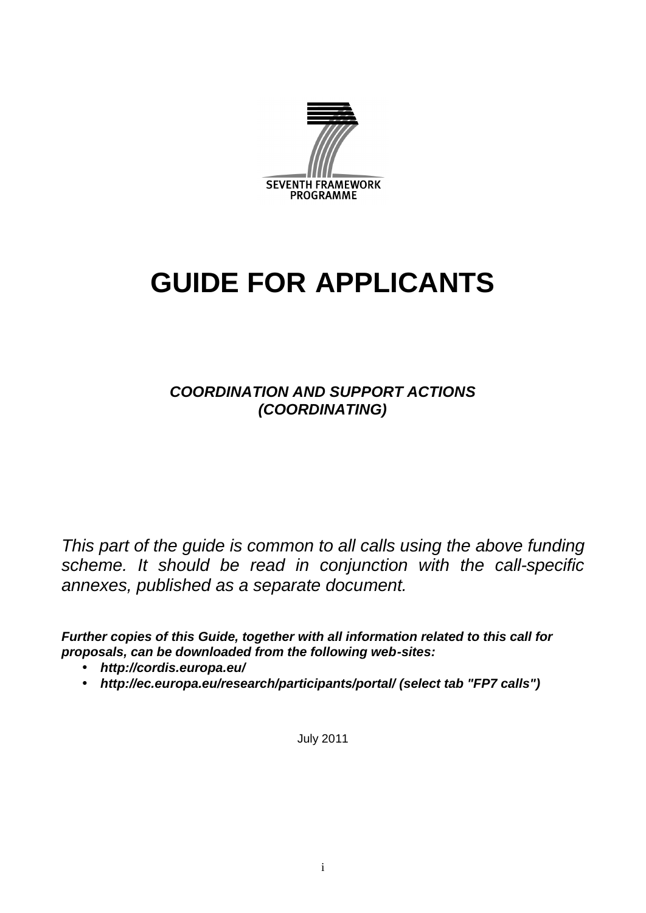SEVENTH FRAMEWORK PROGRAMME

# GUIDE FOR APPLICANTS

***COORDINATION AND SUPPORT ACTIONS (COORDINATING)***

*This part of the guide is common to all calls using the above funding scheme. It should be read in conjunction with the call-specific annexes, published as a separate document.*

***Further copies of this Guide, together with all information related to this call for proposals, can be downloaded from the following web-sites:***

- ***http://cordis.europa.eu/***
- ***http://ec.europa.eu/research/participants/portal/ (select tab "FP7 calls")***

July 2011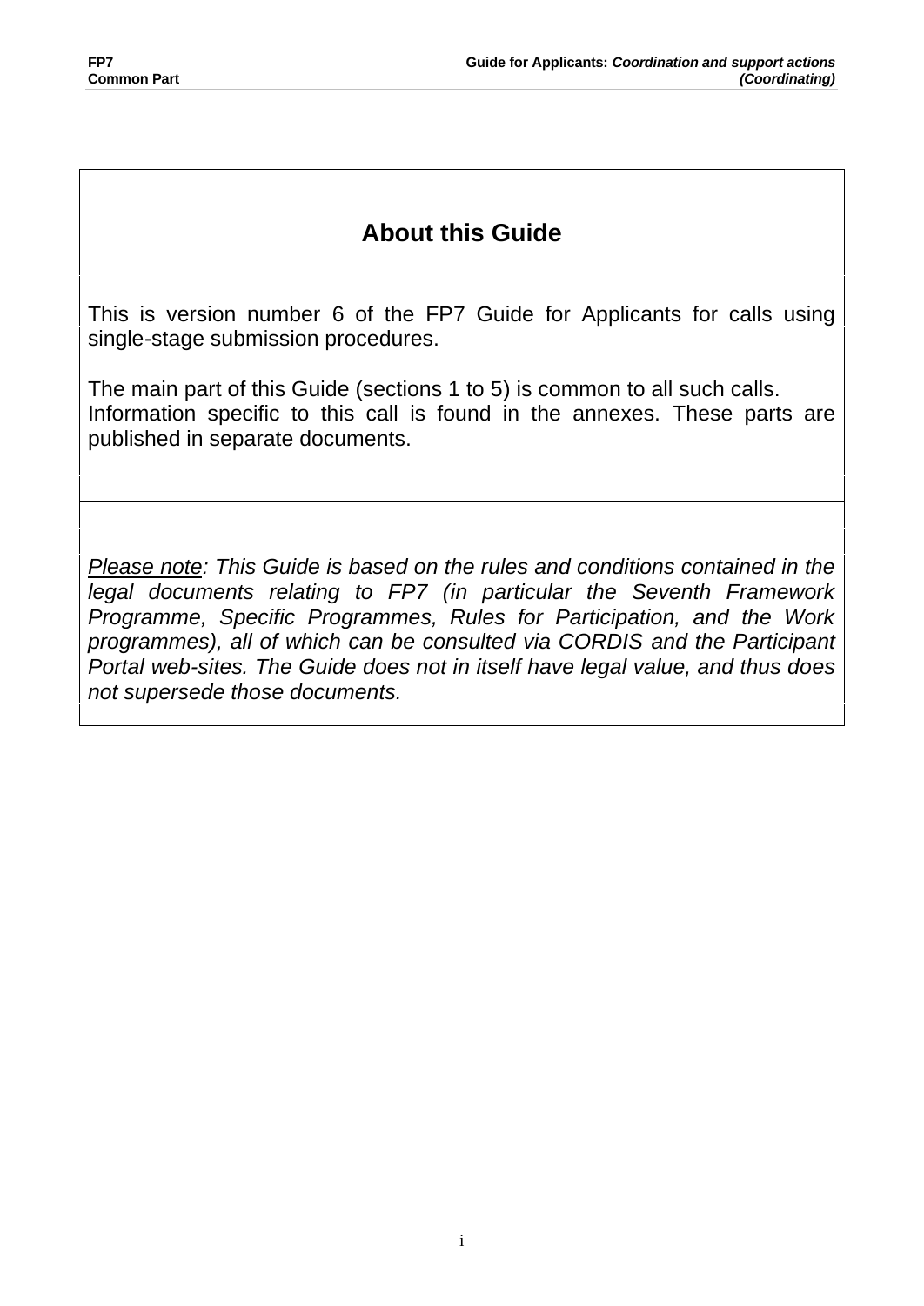## About this Guide

This is version number 6 of the FP7 Guide for Applicants for calls using single-stage submission procedures.

The main part of this Guide (sections 1 to 5) is common to all such calls.
Information specific to this call is found in the annexes. These parts are published in separate documents.

*Please note: This Guide is based on the rules and conditions contained in the legal documents relating to FP7 (in particular the Seventh Framework Programme, Specific Programmes, Rules for Participation, and the Work programmes), all of which can be consulted via CORDIS and the Participant Portal web-sites. The Guide does not in itself have legal value, and thus does not supersede those documents.*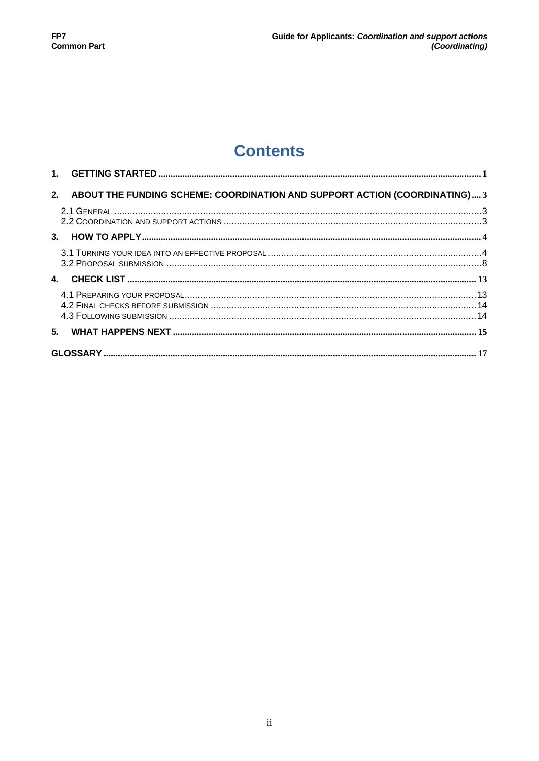# Contents

1. **GETTING STARTED** ..... 1
2. **ABOUT THE FUNDING SCHEME: COORDINATION AND SUPPORT ACTION (COORDINATING)** ..... 3
   - 2.1 GENERAL ..... 3
   - 2.2 COORDINATION AND SUPPORT ACTIONS ..... 3
3. **HOW TO APPLY** ..... 4
   - 3.1 TURNING YOUR IDEA INTO AN EFFECTIVE PROPOSAL ..... 4
   - 3.2 PROPOSAL SUBMISSION ..... 8
4. **CHECK LIST** ..... 13
   - 4.1 PREPARING YOUR PROPOSAL ..... 13
   - 4.2 FINAL CHECKS BEFORE SUBMISSION ..... 14
   - 4.3 FOLLOWING SUBMISSION ..... 14
5. **WHAT HAPPENS NEXT** ..... 15

**GLOSSARY** ..... 17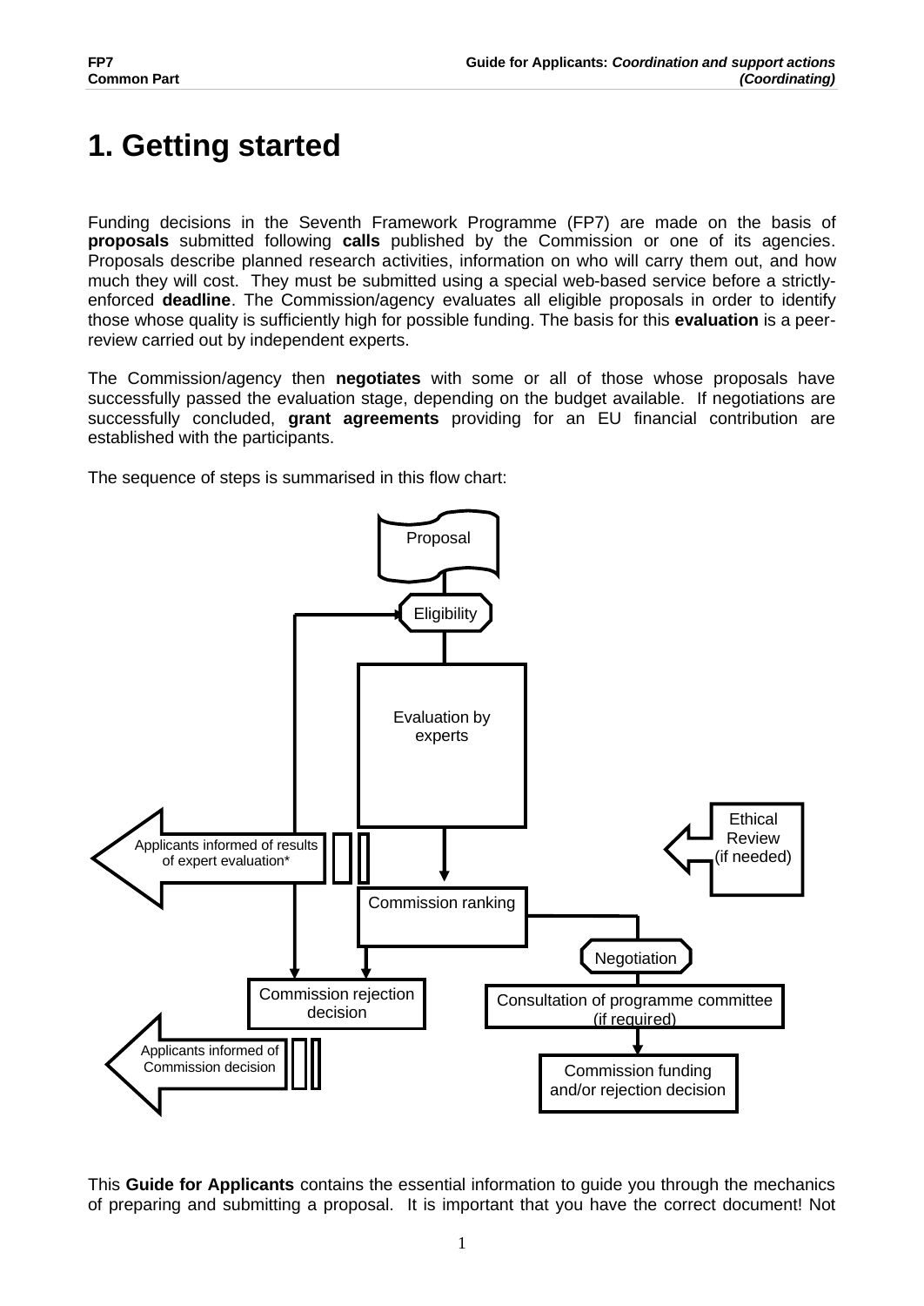# 1. Getting started

Funding decisions in the Seventh Framework Programme (FP7) are made on the basis of **proposals** submitted following **calls** published by the Commission or one of its agencies. Proposals describe planned research activities, information on who will carry them out, and how much they will cost. They must be submitted using a special web-based service before a strictly-enforced **deadline**. The Commission/agency evaluates all eligible proposals in order to identify those whose quality is sufficiently high for possible funding. The basis for this **evaluation** is a peer-review carried out by independent experts.

The Commission/agency then **negotiates** with some or all of those whose proposals have successfully passed the evaluation stage, depending on the budget available. If negotiations are successfully concluded, **grant agreements** providing for an EU financial contribution are established with the participants.

The sequence of steps is summarised in this flow chart:

Proposal

Eligibility

Evaluation by experts

Applicants informed of results of expert evaluation*

Ethical Review (if needed)

Commission ranking

Negotiation

Commission rejection decision

Consultation of programme committee (if required)

Applicants informed of Commission decision

Commission funding and/or rejection decision

This **Guide for Applicants** contains the essential information to guide you through the mechanics of preparing and submitting a proposal. It is important that you have the correct document! Not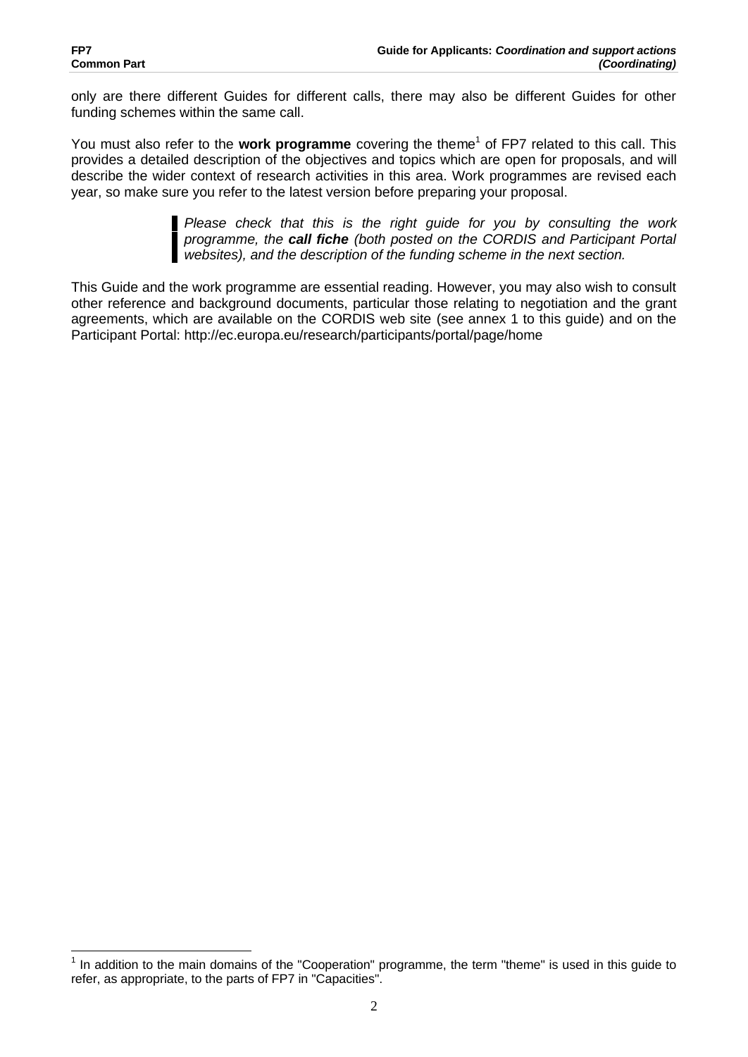only are there different Guides for different calls, there may also be different Guides for other funding schemes within the same call.

You must also refer to the **work programme** covering the theme[1] of FP7 related to this call. This provides a detailed description of the objectives and topics which are open for proposals, and will describe the wider context of research activities in this area. Work programmes are revised each year, so make sure you refer to the latest version before preparing your proposal.

> *Please check that this is the right guide for you by consulting the work programme, the **call fiche** (both posted on the CORDIS and Participant Portal websites), and the description of the funding scheme in the next section.*

This Guide and the work programme are essential reading. However, you may also wish to consult other reference and background documents, particular those relating to negotiation and the grant agreements, which are available on the CORDIS web site (see annex 1 to this guide) and on the Participant Portal: http://ec.europa.eu/research/participants/portal/page/home

---

[1] In addition to the main domains of the "Cooperation" programme, the term "theme" is used in this guide to refer, as appropriate, to the parts of FP7 in "Capacities".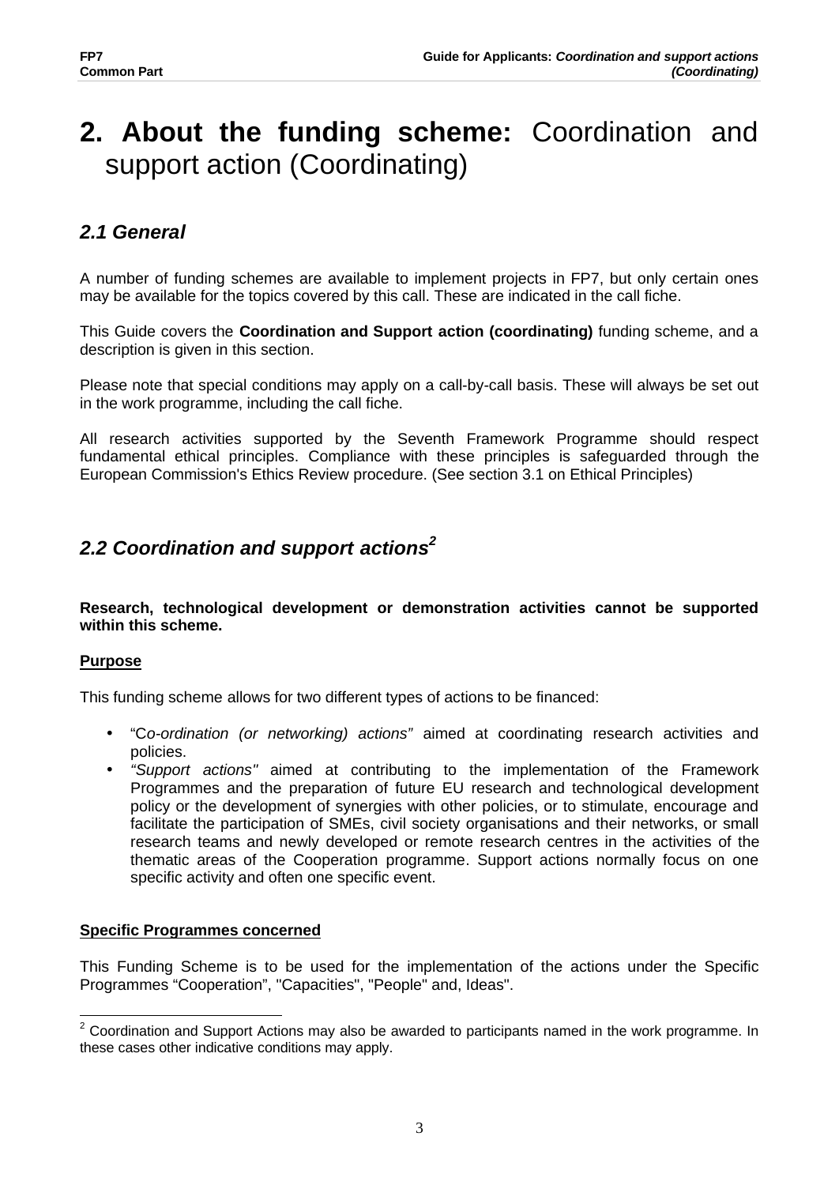# 2. About the funding scheme: Coordination and support action (Coordinating)

## *2.1 General*

A number of funding schemes are available to implement projects in FP7, but only certain ones may be available for the topics covered by this call. These are indicated in the call fiche.

This Guide covers the **Coordination and Support action (coordinating)** funding scheme, and a description is given in this section.

Please note that special conditions may apply on a call-by-call basis. These will always be set out in the work programme, including the call fiche.

All research activities supported by the Seventh Framework Programme should respect fundamental ethical principles. Compliance with these principles is safeguarded through the European Commission's Ethics Review procedure. (See section 3.1 on Ethical Principles)

## *2.2 Coordination and support actions*[2]

**Research, technological development or demonstration activities cannot be supported within this scheme.**

**Purpose**

This funding scheme allows for two different types of actions to be financed:

- "C*o-ordination (or networking) actions"* aimed at coordinating research activities and policies.
- *"Support actions"* aimed at contributing to the implementation of the Framework Programmes and the preparation of future EU research and technological development policy or the development of synergies with other policies, or to stimulate, encourage and facilitate the participation of SMEs, civil society organisations and their networks, or small research teams and newly developed or remote research centres in the activities of the thematic areas of the Cooperation programme. Support actions normally focus on one specific activity and often one specific event.

**Specific Programmes concerned**

This Funding Scheme is to be used for the implementation of the actions under the Specific Programmes "Cooperation", "Capacities", "People" and, Ideas".

[2] Coordination and Support Actions may also be awarded to participants named in the work programme. In these cases other indicative conditions may apply.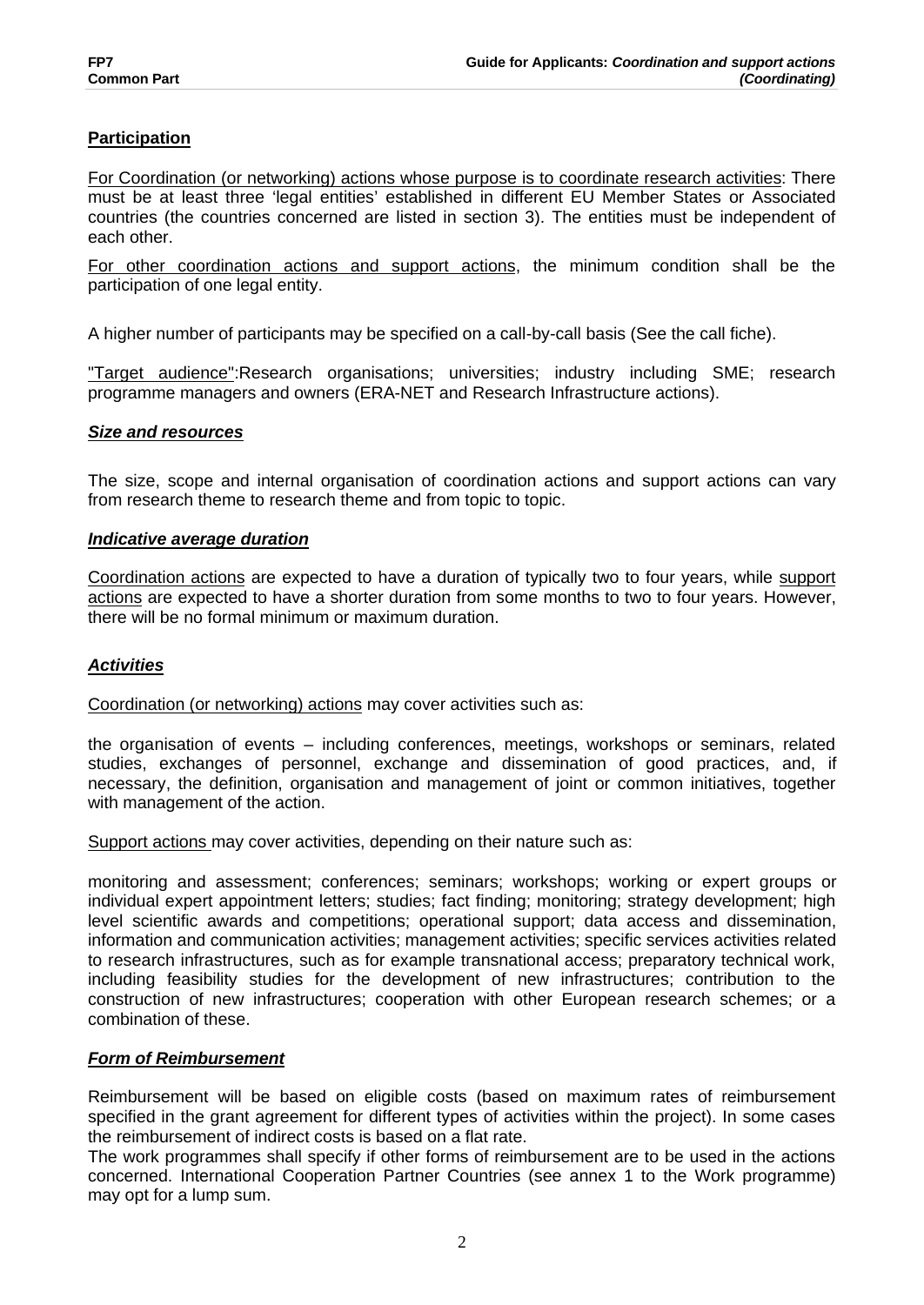## Participation

For Coordination (or networking) actions whose purpose is to coordinate research activities: There must be at least three 'legal entities' established in different EU Member States or Associated countries (the countries concerned are listed in section 3). The entities must be independent of each other.

For other coordination actions and support actions, the minimum condition shall be the participation of one legal entity.

A higher number of participants may be specified on a call-by-call basis (See the call fiche).

"Target audience":Research organisations; universities; industry including SME; research programme managers and owners (ERA-NET and Research Infrastructure actions).

### ***Size and resources***

The size, scope and internal organisation of coordination actions and support actions can vary from research theme to research theme and from topic to topic.

### ***Indicative average duration***

Coordination actions are expected to have a duration of typically two to four years, while support actions are expected to have a shorter duration from some months to two to four years. However, there will be no formal minimum or maximum duration.

### ***Activities***

Coordination (or networking) actions may cover activities such as:

the organisation of events – including conferences, meetings, workshops or seminars, related studies, exchanges of personnel, exchange and dissemination of good practices, and, if necessary, the definition, organisation and management of joint or common initiatives, together with management of the action.

Support actions may cover activities, depending on their nature such as:

monitoring and assessment; conferences; seminars; workshops; working or expert groups or individual expert appointment letters; studies; fact finding; monitoring; strategy development; high level scientific awards and competitions; operational support; data access and dissemination, information and communication activities; management activities; specific services activities related to research infrastructures, such as for example transnational access; preparatory technical work, including feasibility studies for the development of new infrastructures; contribution to the construction of new infrastructures; cooperation with other European research schemes; or a combination of these.

### ***Form of Reimbursement***

Reimbursement will be based on eligible costs (based on maximum rates of reimbursement specified in the grant agreement for different types of activities within the project). In some cases the reimbursement of indirect costs is based on a flat rate.
The work programmes shall specify if other forms of reimbursement are to be used in the actions concerned. International Cooperation Partner Countries (see annex 1 to the Work programme) may opt for a lump sum.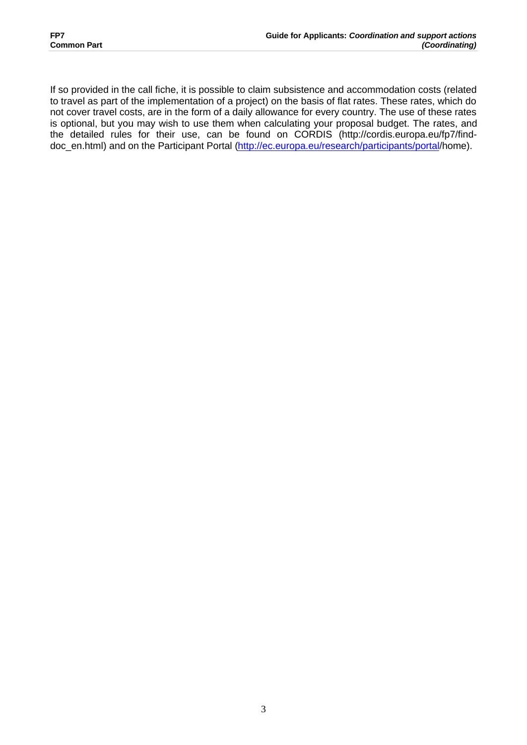If so provided in the call fiche, it is possible to claim subsistence and accommodation costs (related to travel as part of the implementation of a project) on the basis of flat rates. These rates, which do not cover travel costs, are in the form of a daily allowance for every country. The use of these rates is optional, but you may wish to use them when calculating your proposal budget. The rates, and the detailed rules for their use, can be found on CORDIS (http://cordis.europa.eu/fp7/find-doc_en.html) and on the Participant Portal (http://ec.europa.eu/research/participants/portal/home).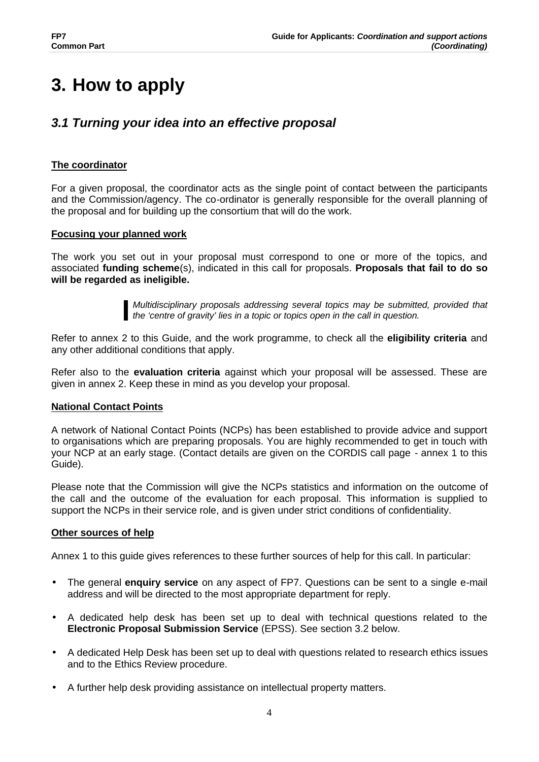# 3. How to apply

## *3.1 Turning your idea into an effective proposal*

**The coordinator**

For a given proposal, the coordinator acts as the single point of contact between the participants and the Commission/agency. The co-ordinator is generally responsible for the overall planning of the proposal and for building up the consortium that will do the work.

**Focusing your planned work**

The work you set out in your proposal must correspond to one or more of the topics, and associated **funding scheme**(s), indicated in this call for proposals. **Proposals that fail to do so will be regarded as ineligible.**

> *Multidisciplinary proposals addressing several topics may be submitted, provided that the 'centre of gravity' lies in a topic or topics open in the call in question.*

Refer to annex 2 to this Guide, and the work programme, to check all the **eligibility criteria** and any other additional conditions that apply.

Refer also to the **evaluation criteria** against which your proposal will be assessed. These are given in annex 2. Keep these in mind as you develop your proposal.

**National Contact Points**

A network of National Contact Points (NCPs) has been established to provide advice and support to organisations which are preparing proposals. You are highly recommended to get in touch with your NCP at an early stage. (Contact details are given on the CORDIS call page - annex 1 to this Guide).

Please note that the Commission will give the NCPs statistics and information on the outcome of the call and the outcome of the evaluation for each proposal. This information is supplied to support the NCPs in their service role, and is given under strict conditions of confidentiality.

**Other sources of help**

Annex 1 to this guide gives references to these further sources of help for this call. In particular:

- The general **enquiry service** on any aspect of FP7. Questions can be sent to a single e-mail address and will be directed to the most appropriate department for reply.
- A dedicated help desk has been set up to deal with technical questions related to the **Electronic Proposal Submission Service** (EPSS). See section 3.2 below.
- A dedicated Help Desk has been set up to deal with questions related to research ethics issues and to the Ethics Review procedure.
- A further help desk providing assistance on intellectual property matters.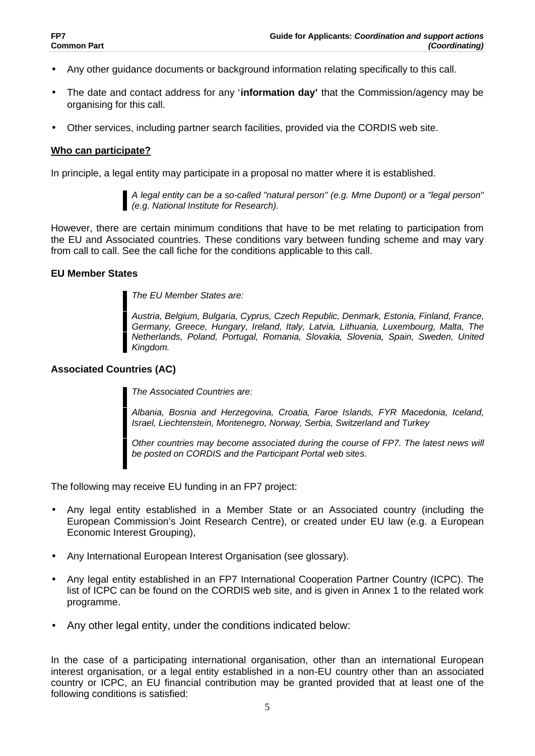- Any other guidance documents or background information relating specifically to this call.
- The date and contact address for any '**information day'** that the Commission/agency may be organising for this call.
- Other services, including partner search facilities, provided via the CORDIS web site.

**Who can participate?**

In principle, a legal entity may participate in a proposal no matter where it is established.

> *A legal entity can be a so-called "natural person" (e.g. Mme Dupont) or a "legal person" (e.g. National Institute for Research).*

However, there are certain minimum conditions that have to be met relating to participation from the EU and Associated countries. These conditions vary between funding scheme and may vary from call to call. See the call fiche for the conditions applicable to this call.

### EU Member States

> *The EU Member States are:*
>
> *Austria, Belgium, Bulgaria, Cyprus, Czech Republic, Denmark, Estonia, Finland, France, Germany, Greece, Hungary, Ireland, Italy, Latvia, Lithuania, Luxembourg, Malta, The Netherlands, Poland, Portugal, Romania, Slovakia, Slovenia, Spain, Sweden, United Kingdom.*

### Associated Countries (AC)

> *The Associated Countries are:*
>
> *Albania, Bosnia and Herzegovina, Croatia, Faroe Islands, FYR Macedonia, Iceland, Israel, Liechtenstein, Montenegro, Norway, Serbia, Switzerland and Turkey*
>
> *Other countries may become associated during the course of FP7. The latest news will be posted on CORDIS and the Participant Portal web sites.*

The following may receive EU funding in an FP7 project:

- Any legal entity established in a Member State or an Associated country (including the European Commission's Joint Research Centre), or created under EU law (e.g. a European Economic Interest Grouping),
- Any International European Interest Organisation (see glossary).
- Any legal entity established in an FP7 International Cooperation Partner Country (ICPC). The list of ICPC can be found on the CORDIS web site, and is given in Annex 1 to the related work programme.
- Any other legal entity, under the conditions indicated below:

In the case of a participating international organisation, other than an international European interest organisation, or a legal entity established in a non-EU country other than an associated country or ICPC, an EU financial contribution may be granted provided that at least one of the following conditions is satisfied: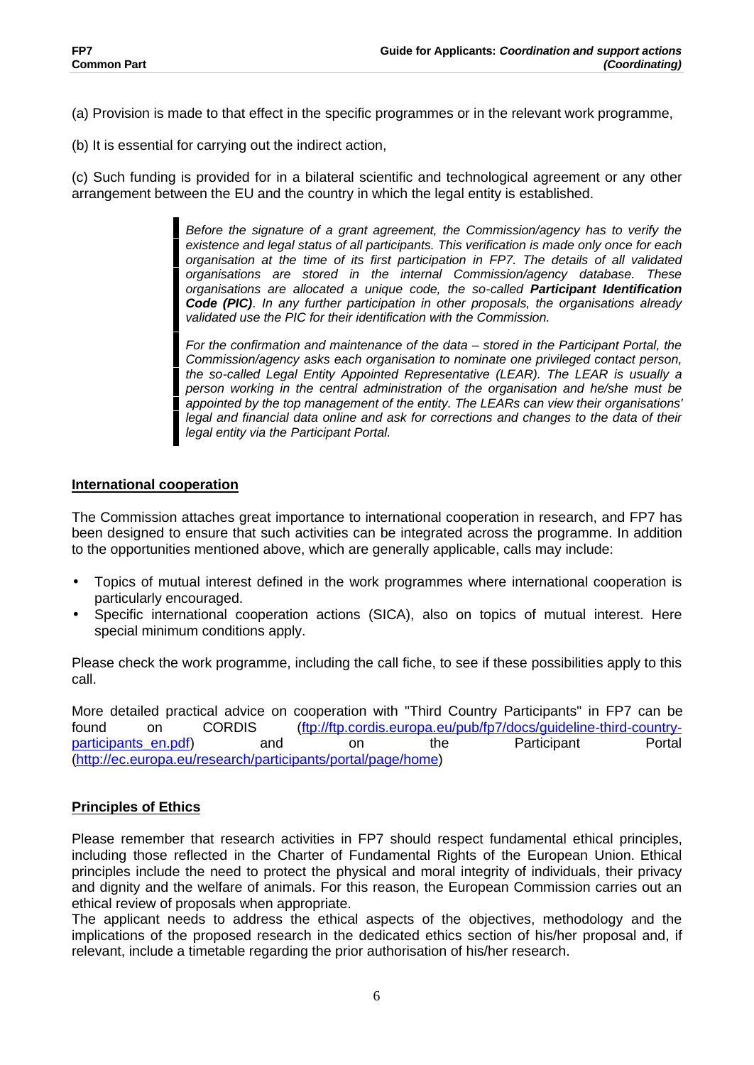(a) Provision is made to that effect in the specific programmes or in the relevant work programme,

(b) It is essential for carrying out the indirect action,

(c) Such funding is provided for in a bilateral scientific and technological agreement or any other arrangement between the EU and the country in which the legal entity is established.

> *Before the signature of a grant agreement, the Commission/agency has to verify the existence and legal status of all participants. This verification is made only once for each organisation at the time of its first participation in FP7. The details of all validated organisations are stored in the internal Commission/agency database. These organisations are allocated a unique code, the so-called* ***Participant Identification Code (PIC)****. In any further participation in other proposals, the organisations already validated use the PIC for their identification with the Commission.*
>
> *For the confirmation and maintenance of the data – stored in the Participant Portal, the Commission/agency asks each organisation to nominate one privileged contact person, the so-called Legal Entity Appointed Representative (LEAR). The LEAR is usually a person working in the central administration of the organisation and he/she must be appointed by the top management of the entity. The LEARs can view their organisations' legal and financial data online and ask for corrections and changes to the data of their legal entity via the Participant Portal.*

## International cooperation

The Commission attaches great importance to international cooperation in research, and FP7 has been designed to ensure that such activities can be integrated across the programme. In addition to the opportunities mentioned above, which are generally applicable, calls may include:

- Topics of mutual interest defined in the work programmes where international cooperation is particularly encouraged.
- Specific international cooperation actions (SICA), also on topics of mutual interest. Here special minimum conditions apply.

Please check the work programme, including the call fiche, to see if these possibilities apply to this call.

More detailed practical advice on cooperation with "Third Country Participants" in FP7 can be found on CORDIS (ftp://ftp.cordis.europa.eu/pub/fp7/docs/guideline-third-country-participants_en.pdf) and on the Participant Portal (http://ec.europa.eu/research/participants/portal/page/home)

## Principles of Ethics

Please remember that research activities in FP7 should respect fundamental ethical principles, including those reflected in the Charter of Fundamental Rights of the European Union. Ethical principles include the need to protect the physical and moral integrity of individuals, their privacy and dignity and the welfare of animals. For this reason, the European Commission carries out an ethical review of proposals when appropriate.

The applicant needs to address the ethical aspects of the objectives, methodology and the implications of the proposed research in the dedicated ethics section of his/her proposal and, if relevant, include a timetable regarding the prior authorisation of his/her research.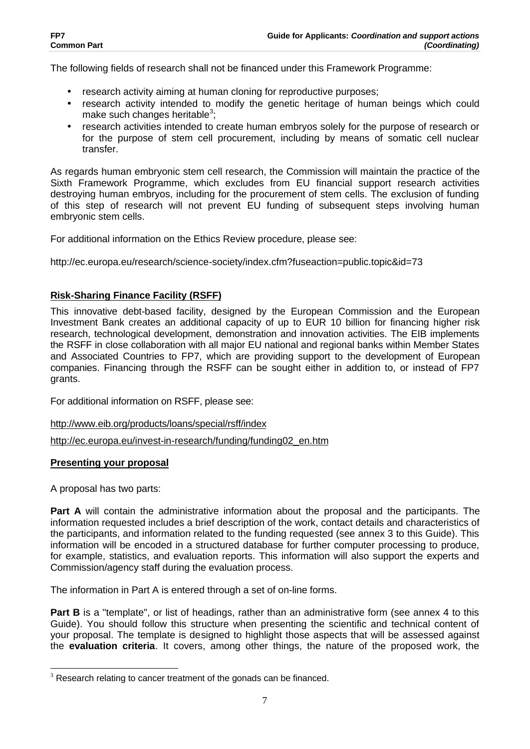The following fields of research shall not be financed under this Framework Programme:

- research activity aiming at human cloning for reproductive purposes;
- research activity intended to modify the genetic heritage of human beings which could make such changes heritable[3];
- research activities intended to create human embryos solely for the purpose of research or for the purpose of stem cell procurement, including by means of somatic cell nuclear transfer.

As regards human embryonic stem cell research, the Commission will maintain the practice of the Sixth Framework Programme, which excludes from EU financial support research activities destroying human embryos, including for the procurement of stem cells. The exclusion of funding of this step of research will not prevent EU funding of subsequent steps involving human embryonic stem cells.

For additional information on the Ethics Review procedure, please see:

http://ec.europa.eu/research/science-society/index.cfm?fuseaction=public.topic&id=73

**Risk-Sharing Finance Facility (RSFF)**

This innovative debt-based facility, designed by the European Commission and the European Investment Bank creates an additional capacity of up to EUR 10 billion for financing higher risk research, technological development, demonstration and innovation activities. The EIB implements the RSFF in close collaboration with all major EU national and regional banks within Member States and Associated Countries to FP7, which are providing support to the development of European companies. Financing through the RSFF can be sought either in addition to, or instead of FP7 grants.

For additional information on RSFF, please see:

http://www.eib.org/products/loans/special/rsff/index

http://ec.europa.eu/invest-in-research/funding/funding02_en.htm

**Presenting your proposal**

A proposal has two parts:

**Part A** will contain the administrative information about the proposal and the participants. The information requested includes a brief description of the work, contact details and characteristics of the participants, and information related to the funding requested (see annex 3 to this Guide). This information will be encoded in a structured database for further computer processing to produce, for example, statistics, and evaluation reports. This information will also support the experts and Commission/agency staff during the evaluation process.

The information in Part A is entered through a set of on-line forms.

**Part B** is a "template", or list of headings, rather than an administrative form (see annex 4 to this Guide). You should follow this structure when presenting the scientific and technical content of your proposal. The template is designed to highlight those aspects that will be assessed against the **evaluation criteria**. It covers, among other things, the nature of the proposed work, the

[3] Research relating to cancer treatment of the gonads can be financed.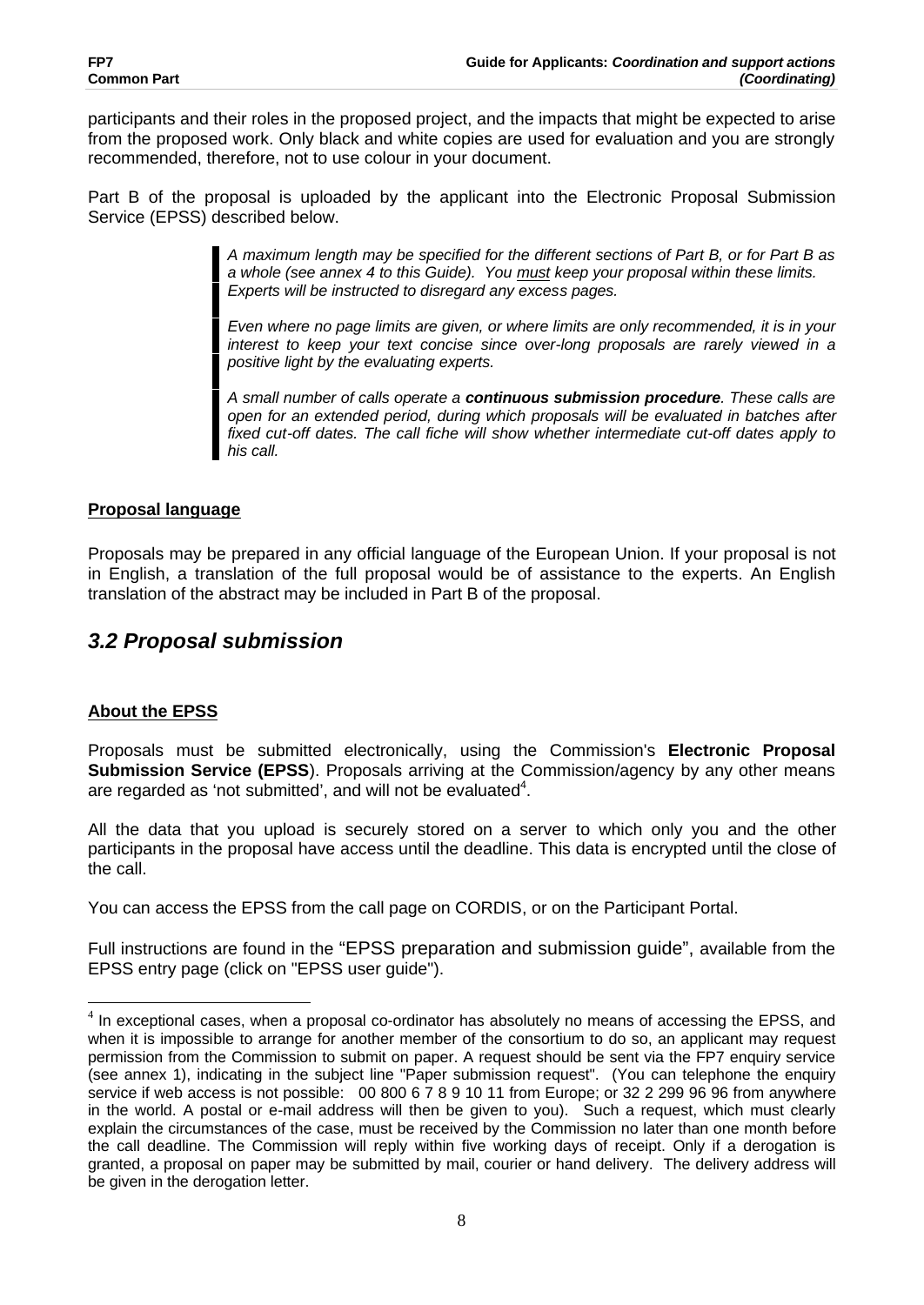participants and their roles in the proposed project, and the impacts that might be expected to arise from the proposed work. Only black and white copies are used for evaluation and you are strongly recommended, therefore, not to use colour in your document.

Part B of the proposal is uploaded by the applicant into the Electronic Proposal Submission Service (EPSS) described below.

> *A maximum length may be specified for the different sections of Part B, or for Part B as a whole (see annex 4 to this Guide). You must keep your proposal within these limits. Experts will be instructed to disregard any excess pages.*
>
> *Even where no page limits are given, or where limits are only recommended, it is in your interest to keep your text concise since over-long proposals are rarely viewed in a positive light by the evaluating experts.*
>
> *A small number of calls operate a **continuous submission procedure**. These calls are open for an extended period, during which proposals will be evaluated in batches after fixed cut-off dates. The call fiche will show whether intermediate cut-off dates apply to his call.*

**Proposal language**

Proposals may be prepared in any official language of the European Union. If your proposal is not in English, a translation of the full proposal would be of assistance to the experts. An English translation of the abstract may be included in Part B of the proposal.

## *3.2 Proposal submission*

**About the EPSS**

Proposals must be submitted electronically, using the Commission's **Electronic Proposal Submission Service (EPSS**). Proposals arriving at the Commission/agency by any other means are regarded as 'not submitted', and will not be evaluated[4].

All the data that you upload is securely stored on a server to which only you and the other participants in the proposal have access until the deadline. This data is encrypted until the close of the call.

You can access the EPSS from the call page on CORDIS, or on the Participant Portal.

Full instructions are found in the "EPSS preparation and submission guide", available from the EPSS entry page (click on "EPSS user guide").

[4] In exceptional cases, when a proposal co-ordinator has absolutely no means of accessing the EPSS, and when it is impossible to arrange for another member of the consortium to do so, an applicant may request permission from the Commission to submit on paper. A request should be sent via the FP7 enquiry service (see annex 1), indicating in the subject line "Paper submission request". (You can telephone the enquiry service if web access is not possible: 00 800 6 7 8 9 10 11 from Europe; or 32 2 299 96 96 from anywhere in the world. A postal or e-mail address will then be given to you). Such a request, which must clearly explain the circumstances of the case, must be received by the Commission no later than one month before the call deadline. The Commission will reply within five working days of receipt. Only if a derogation is granted, a proposal on paper may be submitted by mail, courier or hand delivery. The delivery address will be given in the derogation letter.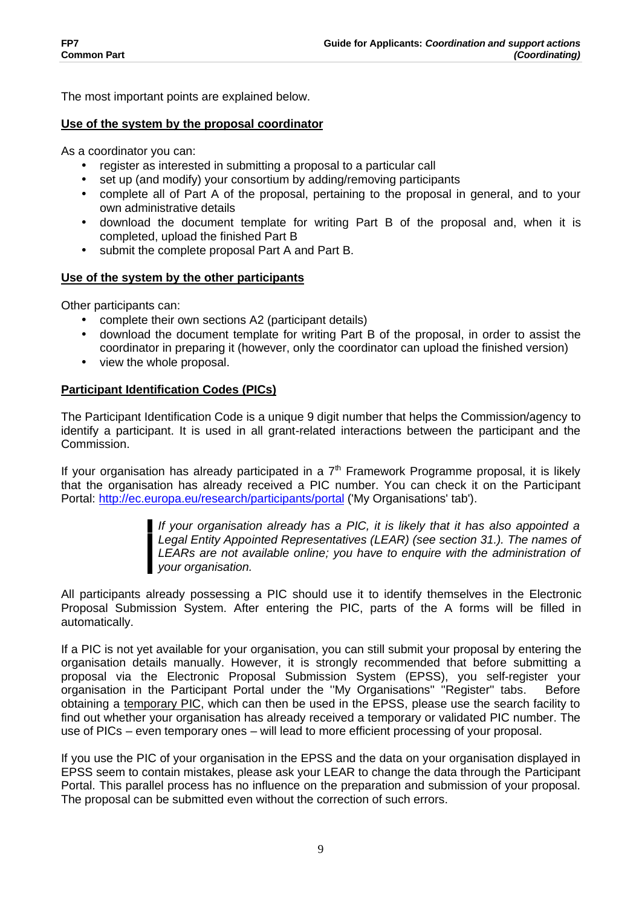The most important points are explained below.

**Use of the system by the proposal coordinator**

As a coordinator you can:

- register as interested in submitting a proposal to a particular call
- set up (and modify) your consortium by adding/removing participants
- complete all of Part A of the proposal, pertaining to the proposal in general, and to your own administrative details
- download the document template for writing Part B of the proposal and, when it is completed, upload the finished Part B
- submit the complete proposal Part A and Part B.

**Use of the system by the other participants**

Other participants can:

- complete their own sections A2 (participant details)
- download the document template for writing Part B of the proposal, in order to assist the coordinator in preparing it (however, only the coordinator can upload the finished version)
- view the whole proposal.

**Participant Identification Codes (PICs)**

The Participant Identification Code is a unique 9 digit number that helps the Commission/agency to identify a participant. It is used in all grant-related interactions between the participant and the Commission.

If your organisation has already participated in a 7th Framework Programme proposal, it is likely that the organisation has already received a PIC number. You can check it on the Participant Portal: http://ec.europa.eu/research/participants/portal ('My Organisations' tab).

> *If your organisation already has a PIC, it is likely that it has also appointed a Legal Entity Appointed Representatives (LEAR) (see section 31.). The names of LEARs are not available online; you have to enquire with the administration of your organisation.*

All participants already possessing a PIC should use it to identify themselves in the Electronic Proposal Submission System. After entering the PIC, parts of the A forms will be filled in automatically.

If a PIC is not yet available for your organisation, you can still submit your proposal by entering the organisation details manually. However, it is strongly recommended that before submitting a proposal via the Electronic Proposal Submission System (EPSS), you self-register your organisation in the Participant Portal under the "My Organisations" "Register" tabs. Before obtaining a temporary PIC, which can then be used in the EPSS, please use the search facility to find out whether your organisation has already received a temporary or validated PIC number. The use of PICs – even temporary ones – will lead to more efficient processing of your proposal.

If you use the PIC of your organisation in the EPSS and the data on your organisation displayed in EPSS seem to contain mistakes, please ask your LEAR to change the data through the Participant Portal. This parallel process has no influence on the preparation and submission of your proposal. The proposal can be submitted even without the correction of such errors.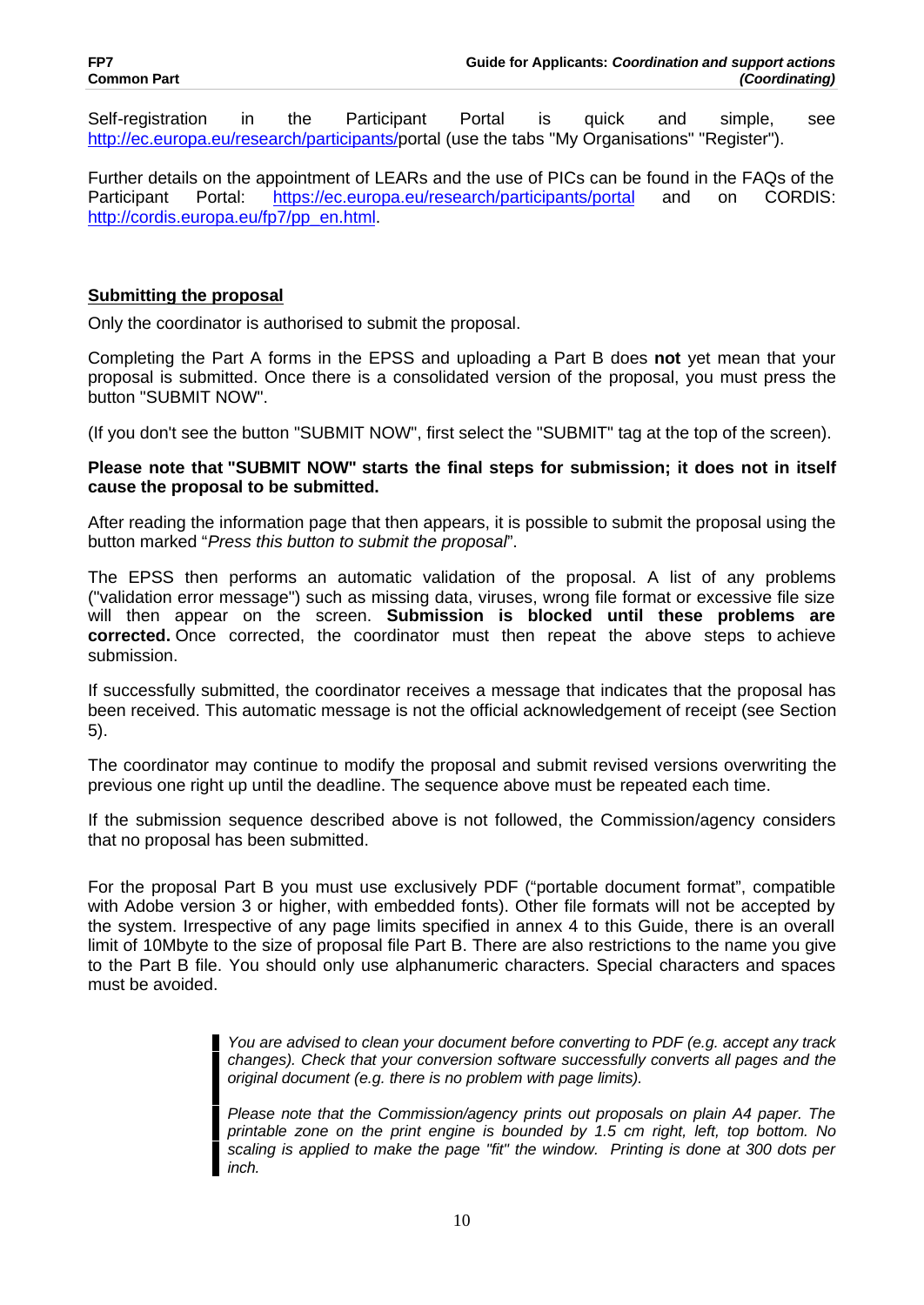Self-registration in the Participant Portal is quick and simple, see http://ec.europa.eu/research/participants/portal (use the tabs "My Organisations" "Register").

Further details on the appointment of LEARs and the use of PICs can be found in the FAQs of the Participant Portal: https://ec.europa.eu/research/participants/portal and on CORDIS: http://cordis.europa.eu/fp7/pp_en.html.

**Submitting the proposal**

Only the coordinator is authorised to submit the proposal.

Completing the Part A forms in the EPSS and uploading a Part B does **not** yet mean that your proposal is submitted. Once there is a consolidated version of the proposal, you must press the button "SUBMIT NOW".

(If you don't see the button "SUBMIT NOW", first select the "SUBMIT" tag at the top of the screen).

**Please note that "SUBMIT NOW" starts the final steps for submission; it does not in itself cause the proposal to be submitted.**

After reading the information page that then appears, it is possible to submit the proposal using the button marked "*Press this button to submit the proposal*".

The EPSS then performs an automatic validation of the proposal. A list of any problems ("validation error message") such as missing data, viruses, wrong file format or excessive file size will then appear on the screen. **Submission is blocked until these problems are corrected.** Once corrected, the coordinator must then repeat the above steps to achieve submission.

If successfully submitted, the coordinator receives a message that indicates that the proposal has been received. This automatic message is not the official acknowledgement of receipt (see Section 5).

The coordinator may continue to modify the proposal and submit revised versions overwriting the previous one right up until the deadline. The sequence above must be repeated each time.

If the submission sequence described above is not followed, the Commission/agency considers that no proposal has been submitted.

For the proposal Part B you must use exclusively PDF ("portable document format", compatible with Adobe version 3 or higher, with embedded fonts). Other file formats will not be accepted by the system. Irrespective of any page limits specified in annex 4 to this Guide, there is an overall limit of 10Mbyte to the size of proposal file Part B. There are also restrictions to the name you give to the Part B file. You should only use alphanumeric characters. Special characters and spaces must be avoided.

> *You are advised to clean your document before converting to PDF (e.g. accept any track changes). Check that your conversion software successfully converts all pages and the original document (e.g. there is no problem with page limits).*
>
> *Please note that the Commission/agency prints out proposals on plain A4 paper. The printable zone on the print engine is bounded by 1.5 cm right, left, top bottom. No scaling is applied to make the page "fit" the window. Printing is done at 300 dots per inch.*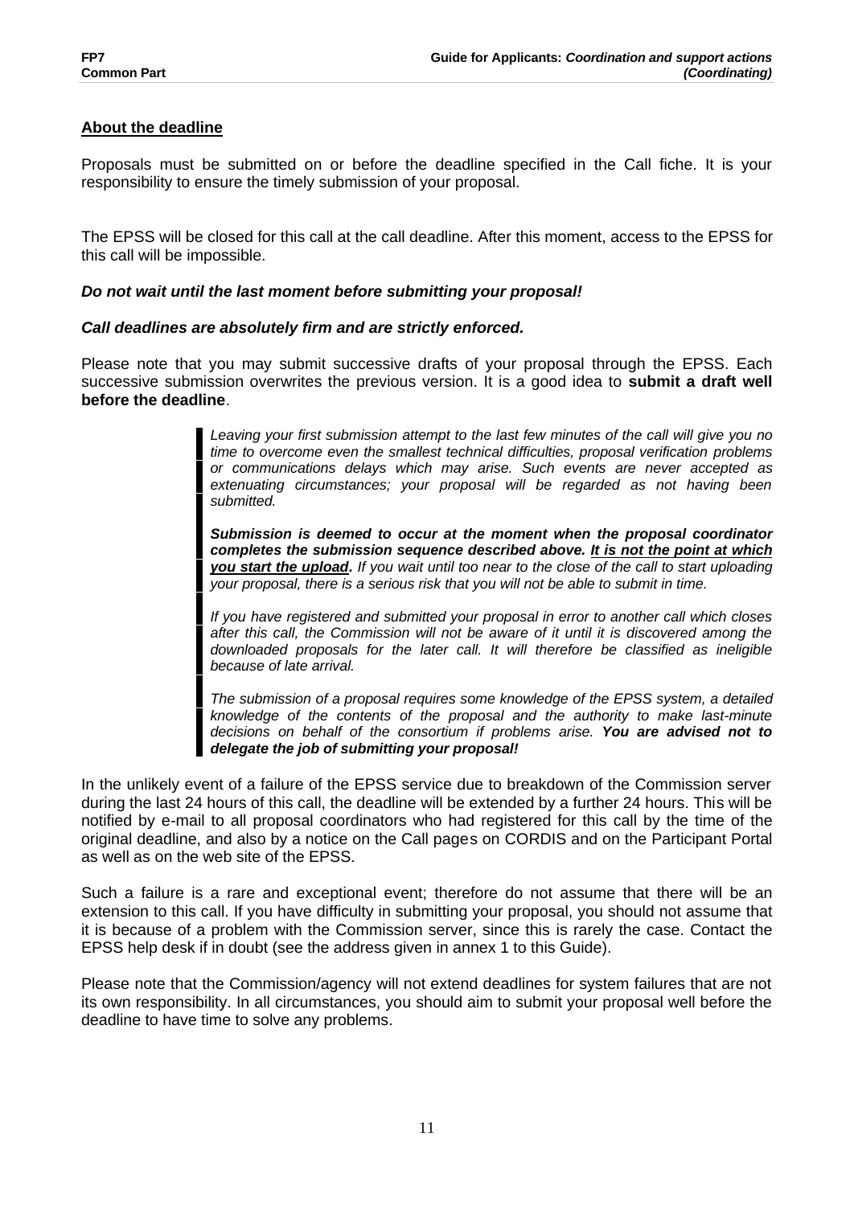**About the deadline**

Proposals must be submitted on or before the deadline specified in the Call fiche. It is your responsibility to ensure the timely submission of your proposal.

The EPSS will be closed for this call at the call deadline. After this moment, access to the EPSS for this call will be impossible.

***Do not wait until the last moment before submitting your proposal!***

***Call deadlines are absolutely firm and are strictly enforced.***

Please note that you may submit successive drafts of your proposal through the EPSS. Each successive submission overwrites the previous version. It is a good idea to **submit a draft well before the deadline**.

> *Leaving your first submission attempt to the last few minutes of the call will give you no time to overcome even the smallest technical difficulties, proposal verification problems or communications delays which may arise. Such events are never accepted as extenuating circumstances; your proposal will be regarded as not having been submitted.*
>
> ***Submission is deemed to occur at the moment when the proposal coordinator completes the submission sequence described above. <u>It is not the point at which you start the upload</u>.*** *If you wait until too near to the close of the call to start uploading your proposal, there is a serious risk that you will not be able to submit in time.*
>
> *If you have registered and submitted your proposal in error to another call which closes after this call, the Commission will not be aware of it until it is discovered among the downloaded proposals for the later call. It will therefore be classified as ineligible because of late arrival.*
>
> *The submission of a proposal requires some knowledge of the EPSS system, a detailed knowledge of the contents of the proposal and the authority to make last-minute decisions on behalf of the consortium if problems arise.* ***You are advised not to delegate the job of submitting your proposal!***

In the unlikely event of a failure of the EPSS service due to breakdown of the Commission server during the last 24 hours of this call, the deadline will be extended by a further 24 hours. This will be notified by e-mail to all proposal coordinators who had registered for this call by the time of the original deadline, and also by a notice on the Call pages on CORDIS and on the Participant Portal as well as on the web site of the EPSS.

Such a failure is a rare and exceptional event; therefore do not assume that there will be an extension to this call. If you have difficulty in submitting your proposal, you should not assume that it is because of a problem with the Commission server, since this is rarely the case. Contact the EPSS help desk if in doubt (see the address given in annex 1 to this Guide).

Please note that the Commission/agency will not extend deadlines for system failures that are not its own responsibility. In all circumstances, you should aim to submit your proposal well before the deadline to have time to solve any problems.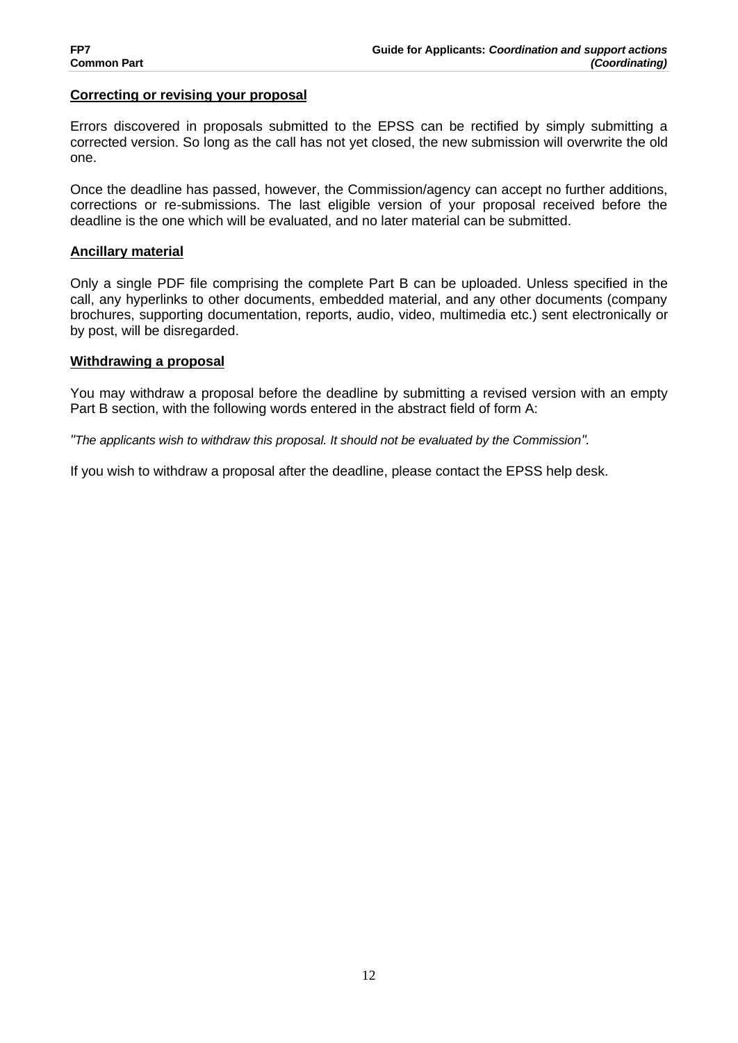**Correcting or revising your proposal**

Errors discovered in proposals submitted to the EPSS can be rectified by simply submitting a corrected version. So long as the call has not yet closed, the new submission will overwrite the old one.

Once the deadline has passed, however, the Commission/agency can accept no further additions, corrections or re-submissions. The last eligible version of your proposal received before the deadline is the one which will be evaluated, and no later material can be submitted.

**Ancillary material**

Only a single PDF file comprising the complete Part B can be uploaded. Unless specified in the call, any hyperlinks to other documents, embedded material, and any other documents (company brochures, supporting documentation, reports, audio, video, multimedia etc.) sent electronically or by post, will be disregarded.

**Withdrawing a proposal**

You may withdraw a proposal before the deadline by submitting a revised version with an empty Part B section, with the following words entered in the abstract field of form A:

*"The applicants wish to withdraw this proposal. It should not be evaluated by the Commission".*

If you wish to withdraw a proposal after the deadline, please contact the EPSS help desk.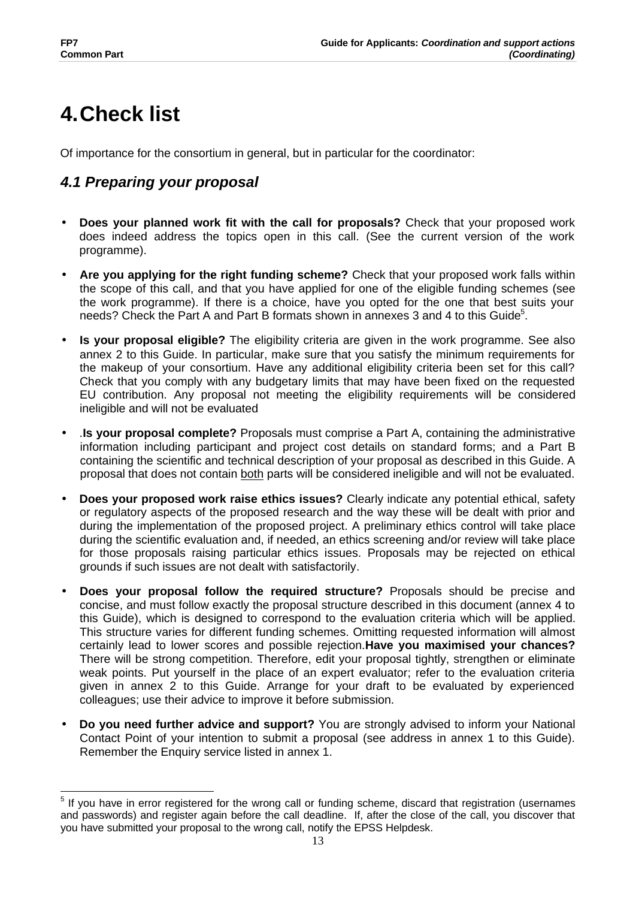# 4. Check list

Of importance for the consortium in general, but in particular for the coordinator:

## *4.1 Preparing your proposal*

- **Does your planned work fit with the call for proposals?** Check that your proposed work does indeed address the topics open in this call. (See the current version of the work programme).
- **Are you applying for the right funding scheme?** Check that your proposed work falls within the scope of this call, and that you have applied for one of the eligible funding schemes (see the work programme). If there is a choice, have you opted for the one that best suits your needs? Check the Part A and Part B formats shown in annexes 3 and 4 to this Guide[5].
- **Is your proposal eligible?** The eligibility criteria are given in the work programme. See also annex 2 to this Guide. In particular, make sure that you satisfy the minimum requirements for the makeup of your consortium. Have any additional eligibility criteria been set for this call? Check that you comply with any budgetary limits that may have been fixed on the requested EU contribution. Any proposal not meeting the eligibility requirements will be considered ineligible and will not be evaluated
- .**Is your proposal complete?** Proposals must comprise a Part A, containing the administrative information including participant and project cost details on standard forms; and a Part B containing the scientific and technical description of your proposal as described in this Guide. A proposal that does not contain <u>both</u> parts will be considered ineligible and will not be evaluated.
- **Does your proposed work raise ethics issues?** Clearly indicate any potential ethical, safety or regulatory aspects of the proposed research and the way these will be dealt with prior and during the implementation of the proposed project. A preliminary ethics control will take place during the scientific evaluation and, if needed, an ethics screening and/or review will take place for those proposals raising particular ethics issues. Proposals may be rejected on ethical grounds if such issues are not dealt with satisfactorily.
- **Does your proposal follow the required structure?** Proposals should be precise and concise, and must follow exactly the proposal structure described in this document (annex 4 to this Guide), which is designed to correspond to the evaluation criteria which will be applied. This structure varies for different funding schemes. Omitting requested information will almost certainly lead to lower scores and possible rejection.**Have you maximised your chances?** There will be strong competition. Therefore, edit your proposal tightly, strengthen or eliminate weak points. Put yourself in the place of an expert evaluator; refer to the evaluation criteria given in annex 2 to this Guide. Arrange for your draft to be evaluated by experienced colleagues; use their advice to improve it before submission.
- **Do you need further advice and support?** You are strongly advised to inform your National Contact Point of your intention to submit a proposal (see address in annex 1 to this Guide). Remember the Enquiry service listed in annex 1.

---

[5] If you have in error registered for the wrong call or funding scheme, discard that registration (usernames and passwords) and register again before the call deadline. If, after the close of the call, you discover that you have submitted your proposal to the wrong call, notify the EPSS Helpdesk.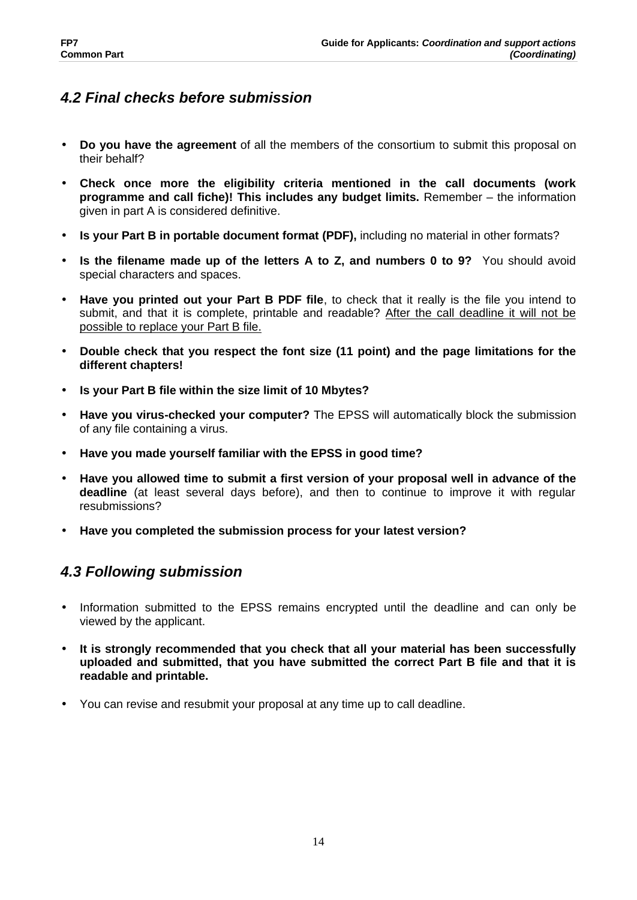## *4.2 Final checks before submission*

- **Do you have the agreement** of all the members of the consortium to submit this proposal on their behalf?
- **Check once more the eligibility criteria mentioned in the call documents (work programme and call fiche)! This includes any budget limits.** Remember – the information given in part A is considered definitive.
- **Is your Part B in portable document format (PDF),** including no material in other formats?
- **Is the filename made up of the letters A to Z, and numbers 0 to 9?** You should avoid special characters and spaces.
- **Have you printed out your Part B PDF file**, to check that it really is the file you intend to submit, and that it is complete, printable and readable? <u>After the call deadline it will not be possible to replace your Part B file.</u>
- **Double check that you respect the font size (11 point) and the page limitations for the different chapters!**
- **Is your Part B file within the size limit of 10 Mbytes?**
- **Have you virus-checked your computer?** The EPSS will automatically block the submission of any file containing a virus.
- **Have you made yourself familiar with the EPSS in good time?**
- **Have you allowed time to submit a first version of your proposal well in advance of the deadline** (at least several days before), and then to continue to improve it with regular resubmissions?
- **Have you completed the submission process for your latest version?**

## *4.3 Following submission*

- Information submitted to the EPSS remains encrypted until the deadline and can only be viewed by the applicant.
- **It is strongly recommended that you check that all your material has been successfully uploaded and submitted, that you have submitted the correct Part B file and that it is readable and printable.**
- You can revise and resubmit your proposal at any time up to call deadline.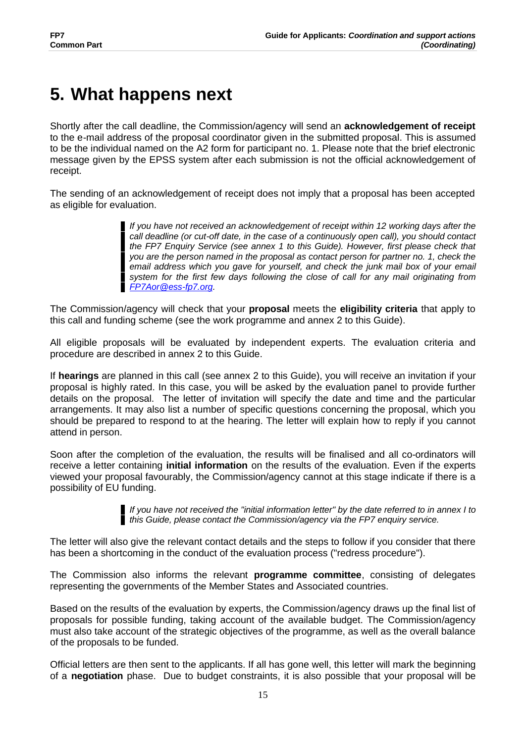# 5. What happens next

Shortly after the call deadline, the Commission/agency will send an **acknowledgement of receipt** to the e-mail address of the proposal coordinator given in the submitted proposal. This is assumed to be the individual named on the A2 form for participant no. 1. Please note that the brief electronic message given by the EPSS system after each submission is not the official acknowledgement of receipt.

The sending of an acknowledgement of receipt does not imply that a proposal has been accepted as eligible for evaluation.

> *If you have not received an acknowledgement of receipt within 12 working days after the call deadline (or cut-off date, in the case of a continuously open call), you should contact the FP7 Enquiry Service (see annex 1 to this Guide). However, first please check that you are the person named in the proposal as contact person for partner no. 1, check the email address which you gave for yourself, and check the junk mail box of your email system for the first few days following the close of call for any mail originating from FP7Aor@ess-fp7.org.*

The Commission/agency will check that your **proposal** meets the **eligibility criteria** that apply to this call and funding scheme (see the work programme and annex 2 to this Guide).

All eligible proposals will be evaluated by independent experts. The evaluation criteria and procedure are described in annex 2 to this Guide.

If **hearings** are planned in this call (see annex 2 to this Guide), you will receive an invitation if your proposal is highly rated. In this case, you will be asked by the evaluation panel to provide further details on the proposal. The letter of invitation will specify the date and time and the particular arrangements. It may also list a number of specific questions concerning the proposal, which you should be prepared to respond to at the hearing. The letter will explain how to reply if you cannot attend in person.

Soon after the completion of the evaluation, the results will be finalised and all co-ordinators will receive a letter containing **initial information** on the results of the evaluation. Even if the experts viewed your proposal favourably, the Commission/agency cannot at this stage indicate if there is a possibility of EU funding.

> *If you have not received the "initial information letter" by the date referred to in annex I to this Guide, please contact the Commission/agency via the FP7 enquiry service.*

The letter will also give the relevant contact details and the steps to follow if you consider that there has been a shortcoming in the conduct of the evaluation process ("redress procedure").

The Commission also informs the relevant **programme committee**, consisting of delegates representing the governments of the Member States and Associated countries.

Based on the results of the evaluation by experts, the Commission/agency draws up the final list of proposals for possible funding, taking account of the available budget. The Commission/agency must also take account of the strategic objectives of the programme, as well as the overall balance of the proposals to be funded.

Official letters are then sent to the applicants. If all has gone well, this letter will mark the beginning of a **negotiation** phase. Due to budget constraints, it is also possible that your proposal will be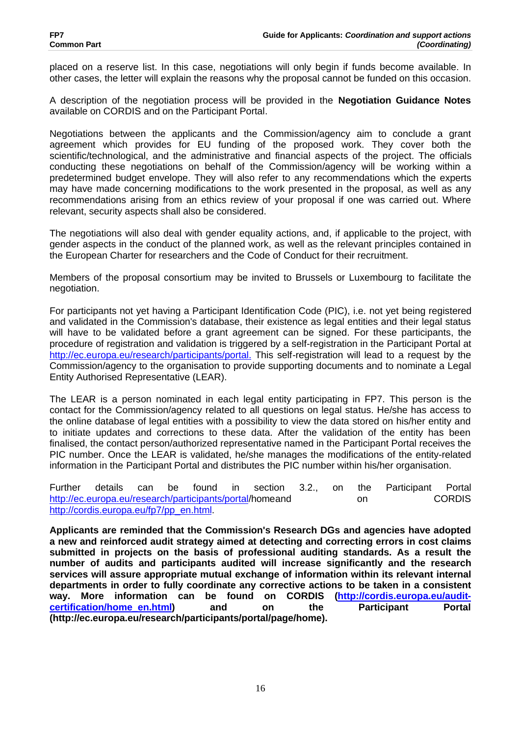placed on a reserve list. In this case, negotiations will only begin if funds become available. In other cases, the letter will explain the reasons why the proposal cannot be funded on this occasion.

A description of the negotiation process will be provided in the **Negotiation Guidance Notes** available on CORDIS and on the Participant Portal.

Negotiations between the applicants and the Commission/agency aim to conclude a grant agreement which provides for EU funding of the proposed work. They cover both the scientific/technological, and the administrative and financial aspects of the project. The officials conducting these negotiations on behalf of the Commission/agency will be working within a predetermined budget envelope. They will also refer to any recommendations which the experts may have made concerning modifications to the work presented in the proposal, as well as any recommendations arising from an ethics review of your proposal if one was carried out. Where relevant, security aspects shall also be considered.

The negotiations will also deal with gender equality actions, and, if applicable to the project, with gender aspects in the conduct of the planned work, as well as the relevant principles contained in the European Charter for researchers and the Code of Conduct for their recruitment.

Members of the proposal consortium may be invited to Brussels or Luxembourg to facilitate the negotiation.

For participants not yet having a Participant Identification Code (PIC), i.e. not yet being registered and validated in the Commission's database, their existence as legal entities and their legal status will have to be validated before a grant agreement can be signed. For these participants, the procedure of registration and validation is triggered by a self-registration in the Participant Portal at http://ec.europa.eu/research/participants/portal. This self-registration will lead to a request by the Commission/agency to the organisation to provide supporting documents and to nominate a Legal Entity Authorised Representative (LEAR).

The LEAR is a person nominated in each legal entity participating in FP7. This person is the contact for the Commission/agency related to all questions on legal status. He/she has access to the online database of legal entities with a possibility to view the data stored on his/her entity and to initiate updates and corrections to these data. After the validation of the entity has been finalised, the contact person/authorized representative named in the Participant Portal receives the PIC number. Once the LEAR is validated, he/she manages the modifications of the entity-related information in the Participant Portal and distributes the PIC number within his/her organisation.

Further details can be found in section 3.2., on the Participant Portal http://ec.europa.eu/research/participants/portal/homeand on CORDIS http://cordis.europa.eu/fp7/pp_en.html.

**Applicants are reminded that the Commission's Research DGs and agencies have adopted a new and reinforced audit strategy aimed at detecting and correcting errors in cost claims submitted in projects on the basis of professional auditing standards. As a result the number of audits and participants audited will increase significantly and the research services will assure appropriate mutual exchange of information within its relevant internal departments in order to fully coordinate any corrective actions to be taken in a consistent way. More information can be found on CORDIS (http://cordis.europa.eu/audit-certification/home_en.html) and on the Participant Portal (http://ec.europa.eu/research/participants/portal/page/home).**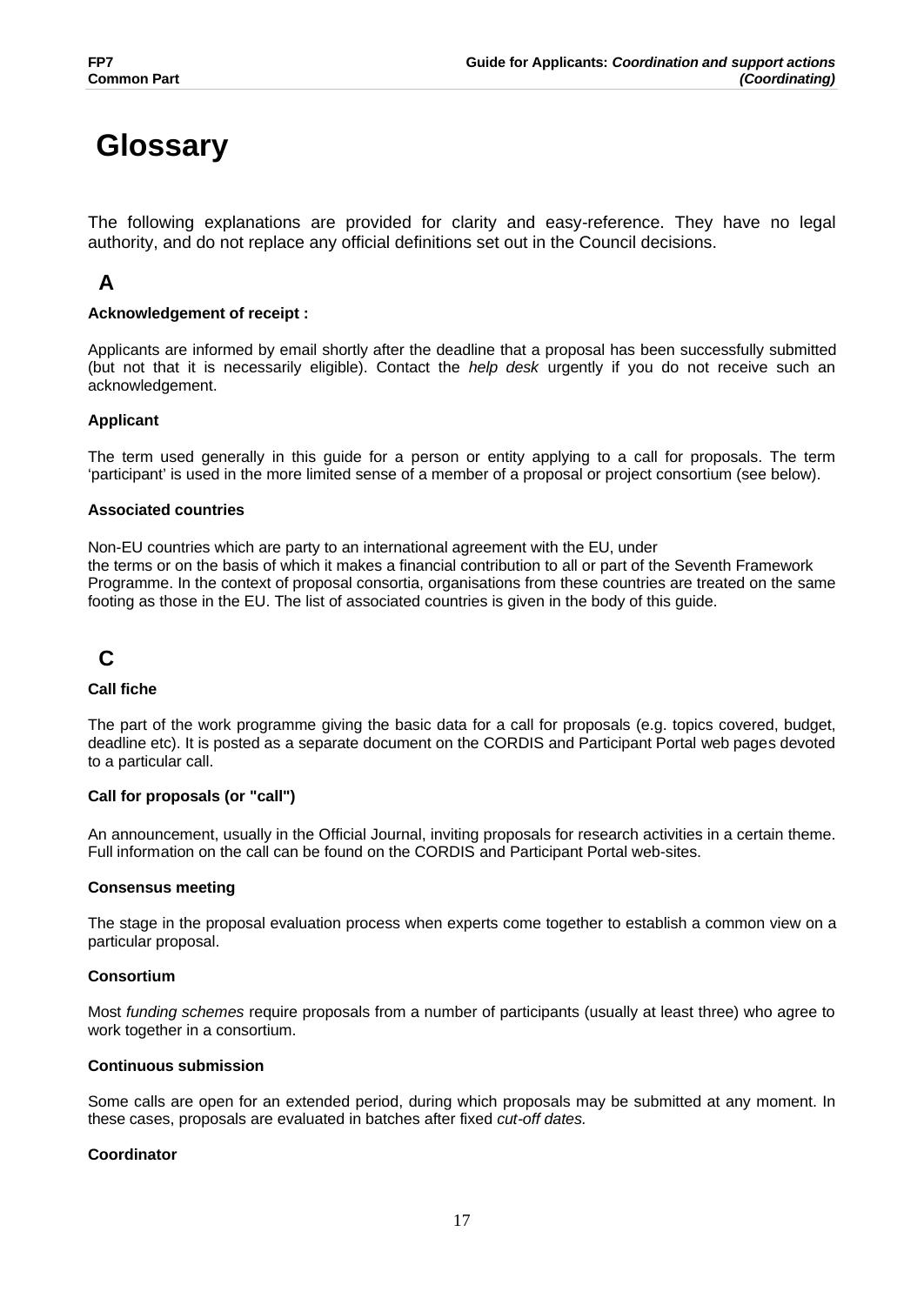# Glossary

The following explanations are provided for clarity and easy-reference. They have no legal authority, and do not replace any official definitions set out in the Council decisions.

## A

**Acknowledgement of receipt :**

Applicants are informed by email shortly after the deadline that a proposal has been successfully submitted (but not that it is necessarily eligible). Contact the *help desk* urgently if you do not receive such an acknowledgement.

**Applicant**

The term used generally in this guide for a person or entity applying to a call for proposals. The term 'participant' is used in the more limited sense of a member of a proposal or project consortium (see below).

**Associated countries**

Non-EU countries which are party to an international agreement with the EU, under the terms or on the basis of which it makes a financial contribution to all or part of the Seventh Framework Programme. In the context of proposal consortia, organisations from these countries are treated on the same footing as those in the EU. The list of associated countries is given in the body of this guide.

## C

**Call fiche**

The part of the work programme giving the basic data for a call for proposals (e.g. topics covered, budget, deadline etc). It is posted as a separate document on the CORDIS and Participant Portal web pages devoted to a particular call.

**Call for proposals (or "call")**

An announcement, usually in the Official Journal, inviting proposals for research activities in a certain theme. Full information on the call can be found on the CORDIS and Participant Portal web-sites.

**Consensus meeting**

The stage in the proposal evaluation process when experts come together to establish a common view on a particular proposal.

**Consortium**

Most *funding schemes* require proposals from a number of participants (usually at least three) who agree to work together in a consortium.

**Continuous submission**

Some calls are open for an extended period, during which proposals may be submitted at any moment. In these cases, proposals are evaluated in batches after fixed *cut-off dates.*

**Coordinator**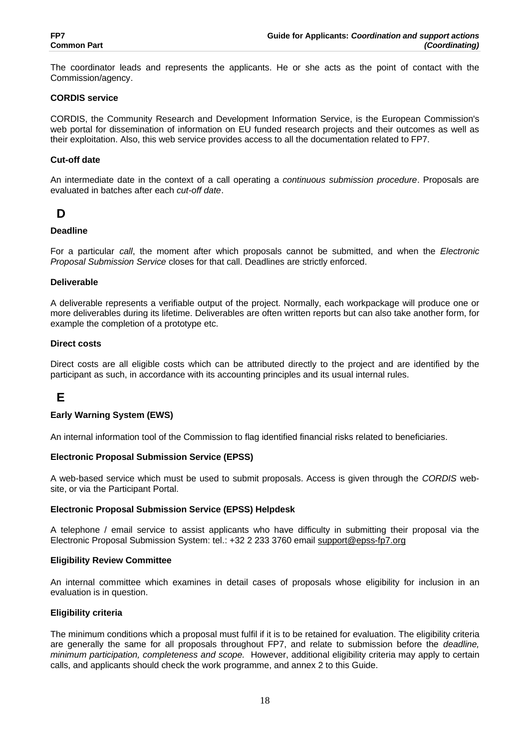The coordinator leads and represents the applicants. He or she acts as the point of contact with the Commission/agency.

**CORDIS service**

CORDIS, the Community Research and Development Information Service, is the European Commission's web portal for dissemination of information on EU funded research projects and their outcomes as well as their exploitation. Also, this web service provides access to all the documentation related to FP7.

**Cut-off date**

An intermediate date in the context of a call operating a *continuous submission procedure*. Proposals are evaluated in batches after each *cut-off date*.

## D

**Deadline**

For a particular *call*, the moment after which proposals cannot be submitted, and when the *Electronic Proposal Submission Service* closes for that call. Deadlines are strictly enforced.

**Deliverable**

A deliverable represents a verifiable output of the project. Normally, each workpackage will produce one or more deliverables during its lifetime. Deliverables are often written reports but can also take another form, for example the completion of a prototype etc.

**Direct costs**

Direct costs are all eligible costs which can be attributed directly to the project and are identified by the participant as such, in accordance with its accounting principles and its usual internal rules.

## E

**Early Warning System (EWS)**

An internal information tool of the Commission to flag identified financial risks related to beneficiaries.

**Electronic Proposal Submission Service (EPSS)**

A web-based service which must be used to submit proposals. Access is given through the *CORDIS* web-site, or via the Participant Portal.

**Electronic Proposal Submission Service (EPSS) Helpdesk**

A telephone / email service to assist applicants who have difficulty in submitting their proposal via the Electronic Proposal Submission System: tel.: +32 2 233 3760 email support@epss-fp7.org

**Eligibility Review Committee**

An internal committee which examines in detail cases of proposals whose eligibility for inclusion in an evaluation is in question.

**Eligibility criteria**

The minimum conditions which a proposal must fulfil if it is to be retained for evaluation. The eligibility criteria are generally the same for all proposals throughout FP7, and relate to submission before the *deadline, minimum participation, completeness and scope.* However, additional eligibility criteria may apply to certain calls, and applicants should check the work programme, and annex 2 to this Guide.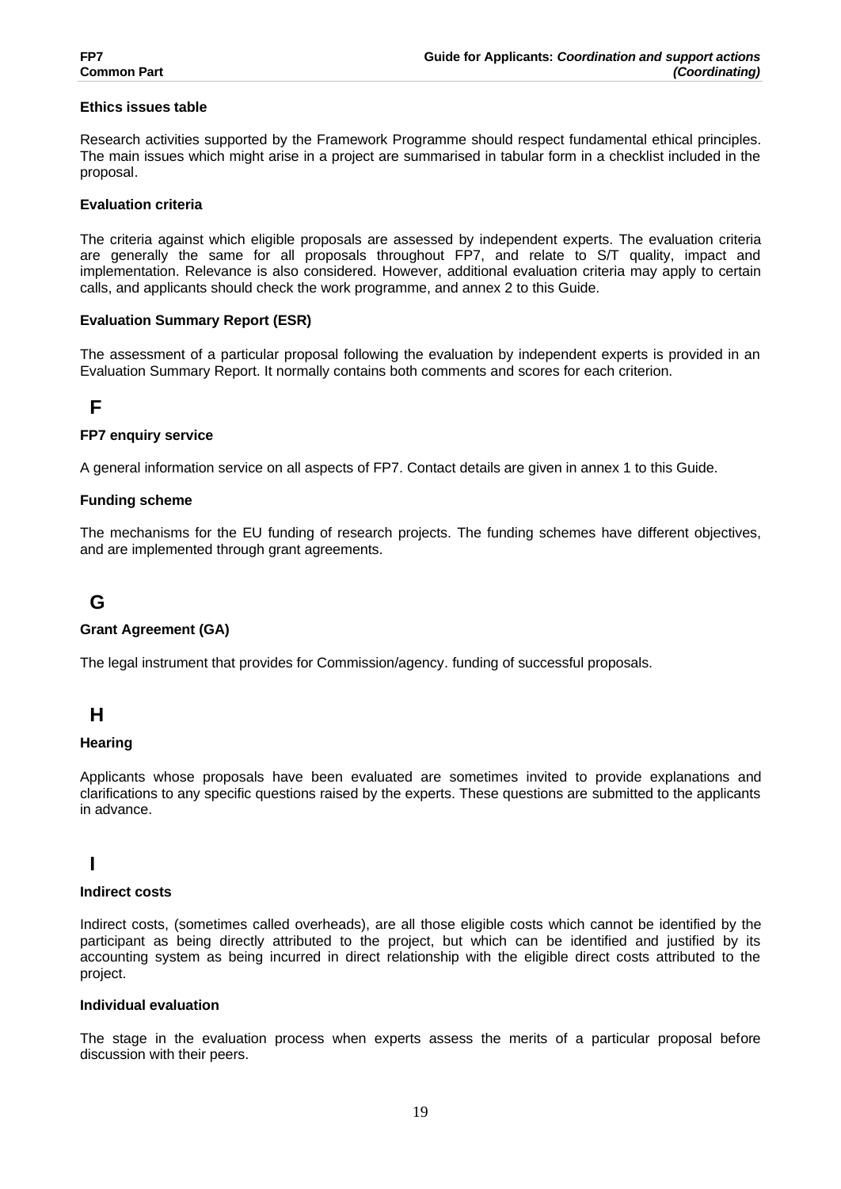**Ethics issues table**

Research activities supported by the Framework Programme should respect fundamental ethical principles. The main issues which might arise in a project are summarised in tabular form in a checklist included in the proposal.

**Evaluation criteria**

The criteria against which eligible proposals are assessed by independent experts. The evaluation criteria are generally the same for all proposals throughout FP7, and relate to S/T quality, impact and implementation. Relevance is also considered. However, additional evaluation criteria may apply to certain calls, and applicants should check the work programme, and annex 2 to this Guide.

**Evaluation Summary Report (ESR)**

The assessment of a particular proposal following the evaluation by independent experts is provided in an Evaluation Summary Report. It normally contains both comments and scores for each criterion.

## F

**FP7 enquiry service**

A general information service on all aspects of FP7. Contact details are given in annex 1 to this Guide.

**Funding scheme**

The mechanisms for the EU funding of research projects. The funding schemes have different objectives, and are implemented through grant agreements.

## G

**Grant Agreement (GA)**

The legal instrument that provides for Commission/agency. funding of successful proposals.

## H

**Hearing**

Applicants whose proposals have been evaluated are sometimes invited to provide explanations and clarifications to any specific questions raised by the experts. These questions are submitted to the applicants in advance.

## I

**Indirect costs**

Indirect costs, (sometimes called overheads), are all those eligible costs which cannot be identified by the participant as being directly attributed to the project, but which can be identified and justified by its accounting system as being incurred in direct relationship with the eligible direct costs attributed to the project.

**Individual evaluation**

The stage in the evaluation process when experts assess the merits of a particular proposal before discussion with their peers.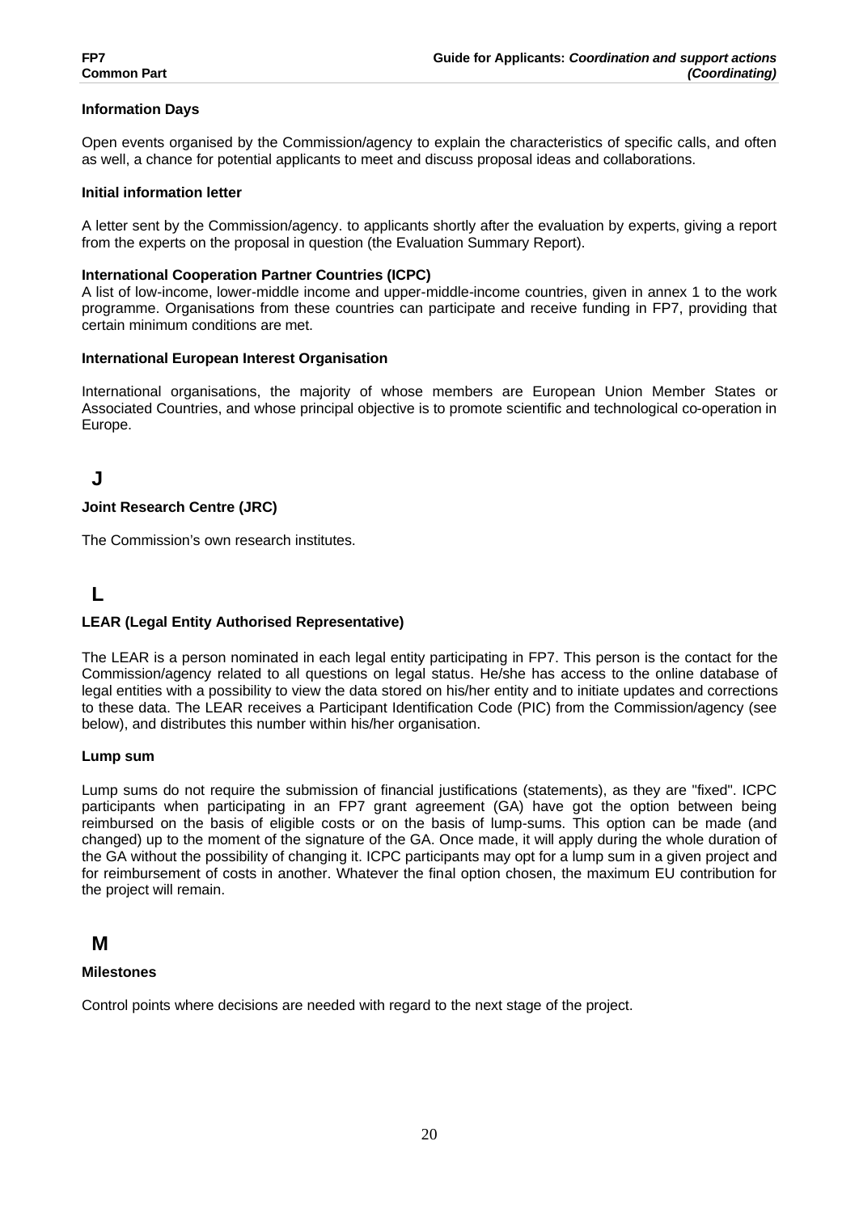**Information Days**

Open events organised by the Commission/agency to explain the characteristics of specific calls, and often as well, a chance for potential applicants to meet and discuss proposal ideas and collaborations.

**Initial information letter**

A letter sent by the Commission/agency. to applicants shortly after the evaluation by experts, giving a report from the experts on the proposal in question (the Evaluation Summary Report).

**International Cooperation Partner Countries (ICPC)**

A list of low-income, lower-middle income and upper-middle-income countries, given in annex 1 to the work programme. Organisations from these countries can participate and receive funding in FP7, providing that certain minimum conditions are met.

**International European Interest Organisation**

International organisations, the majority of whose members are European Union Member States or Associated Countries, and whose principal objective is to promote scientific and technological co-operation in Europe.

## J

**Joint Research Centre (JRC)**

The Commission's own research institutes.

## L

**LEAR (Legal Entity Authorised Representative)**

The LEAR is a person nominated in each legal entity participating in FP7. This person is the contact for the Commission/agency related to all questions on legal status. He/she has access to the online database of legal entities with a possibility to view the data stored on his/her entity and to initiate updates and corrections to these data. The LEAR receives a Participant Identification Code (PIC) from the Commission/agency (see below), and distributes this number within his/her organisation.

**Lump sum**

Lump sums do not require the submission of financial justifications (statements), as they are "fixed". ICPC participants when participating in an FP7 grant agreement (GA) have got the option between being reimbursed on the basis of eligible costs or on the basis of lump-sums. This option can be made (and changed) up to the moment of the signature of the GA. Once made, it will apply during the whole duration of the GA without the possibility of changing it. ICPC participants may opt for a lump sum in a given project and for reimbursement of costs in another. Whatever the final option chosen, the maximum EU contribution for the project will remain.

## M

**Milestones**

Control points where decisions are needed with regard to the next stage of the project.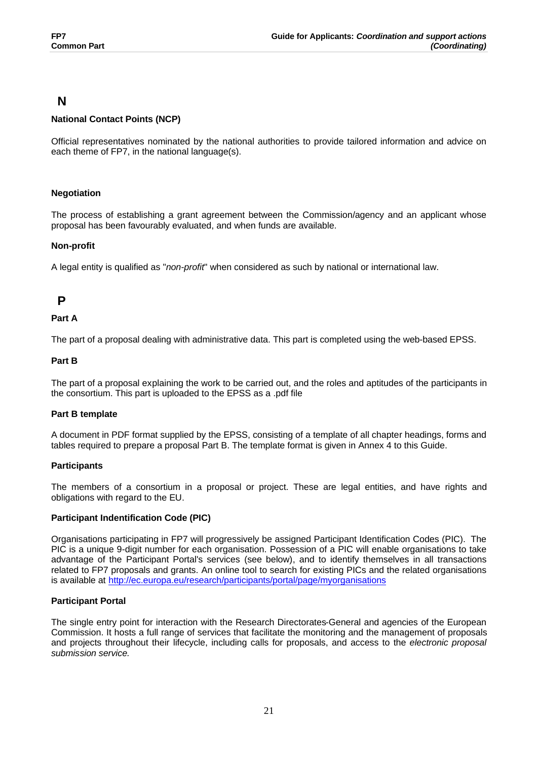## N

### National Contact Points (NCP)

Official representatives nominated by the national authorities to provide tailored information and advice on each theme of FP7, in the national language(s).

### Negotiation

The process of establishing a grant agreement between the Commission/agency and an applicant whose proposal has been favourably evaluated, and when funds are available.

### Non-profit

A legal entity is qualified as "*non-profit*" when considered as such by national or international law.

## P

### Part A

The part of a proposal dealing with administrative data. This part is completed using the web-based EPSS.

### Part B

The part of a proposal explaining the work to be carried out, and the roles and aptitudes of the participants in the consortium. This part is uploaded to the EPSS as a .pdf file

### Part B template

A document in PDF format supplied by the EPSS, consisting of a template of all chapter headings, forms and tables required to prepare a proposal Part B. The template format is given in Annex 4 to this Guide.

### Participants

The members of a consortium in a proposal or project. These are legal entities, and have rights and obligations with regard to the EU.

### Participant Indentification Code (PIC)

Organisations participating in FP7 will progressively be assigned Participant Identification Codes (PIC). The PIC is a unique 9-digit number for each organisation. Possession of a PIC will enable organisations to take advantage of the Participant Portal's services (see below), and to identify themselves in all transactions related to FP7 proposals and grants. An online tool to search for existing PICs and the related organisations is available at http://ec.europa.eu/research/participants/portal/page/myorganisations

### Participant Portal

The single entry point for interaction with the Research Directorates-General and agencies of the European Commission. It hosts a full range of services that facilitate the monitoring and the management of proposals and projects throughout their lifecycle, including calls for proposals, and access to the *electronic proposal submission service.*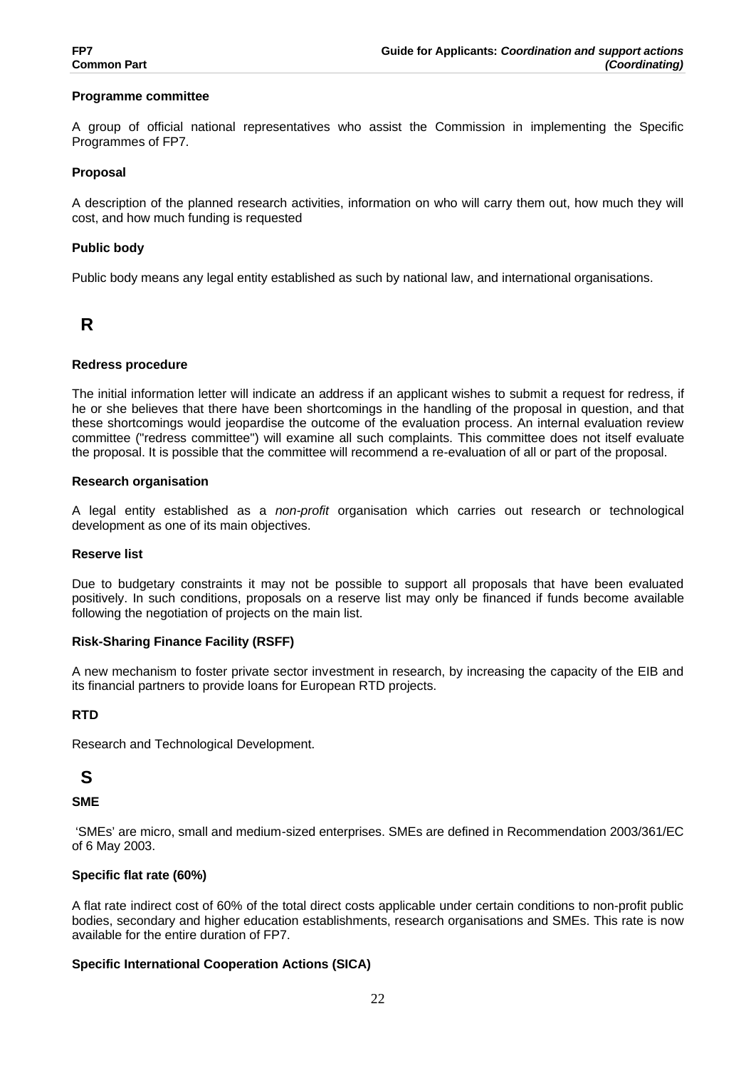#### Programme committee

A group of official national representatives who assist the Commission in implementing the Specific Programmes of FP7.

#### Proposal

A description of the planned research activities, information on who will carry them out, how much they will cost, and how much funding is requested

#### Public body

Public body means any legal entity established as such by national law, and international organisations.

## R

#### Redress procedure

The initial information letter will indicate an address if an applicant wishes to submit a request for redress, if he or she believes that there have been shortcomings in the handling of the proposal in question, and that these shortcomings would jeopardise the outcome of the evaluation process. An internal evaluation review committee ("redress committee") will examine all such complaints. This committee does not itself evaluate the proposal. It is possible that the committee will recommend a re-evaluation of all or part of the proposal.

#### Research organisation

A legal entity established as a *non-profit* organisation which carries out research or technological development as one of its main objectives.

#### Reserve list

Due to budgetary constraints it may not be possible to support all proposals that have been evaluated positively. In such conditions, proposals on a reserve list may only be financed if funds become available following the negotiation of projects on the main list.

#### Risk-Sharing Finance Facility (RSFF)

A new mechanism to foster private sector investment in research, by increasing the capacity of the EIB and its financial partners to provide loans for European RTD projects.

#### RTD

Research and Technological Development.

## S

#### SME

'SMEs' are micro, small and medium-sized enterprises. SMEs are defined in Recommendation 2003/361/EC of 6 May 2003.

#### Specific flat rate (60%)

A flat rate indirect cost of 60% of the total direct costs applicable under certain conditions to non-profit public bodies, secondary and higher education establishments, research organisations and SMEs. This rate is now available for the entire duration of FP7.

#### Specific International Cooperation Actions (SICA)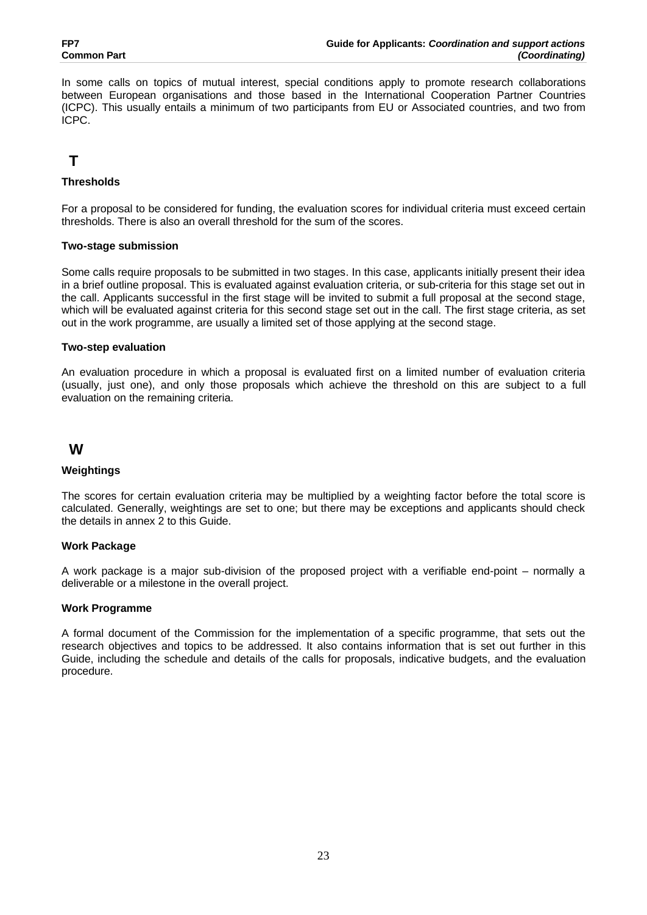In some calls on topics of mutual interest, special conditions apply to promote research collaborations between European organisations and those based in the International Cooperation Partner Countries (ICPC). This usually entails a minimum of two participants from EU or Associated countries, and two from ICPC.

## T

### Thresholds

For a proposal to be considered for funding, the evaluation scores for individual criteria must exceed certain thresholds. There is also an overall threshold for the sum of the scores.

### Two-stage submission

Some calls require proposals to be submitted in two stages. In this case, applicants initially present their idea in a brief outline proposal. This is evaluated against evaluation criteria, or sub-criteria for this stage set out in the call. Applicants successful in the first stage will be invited to submit a full proposal at the second stage, which will be evaluated against criteria for this second stage set out in the call. The first stage criteria, as set out in the work programme, are usually a limited set of those applying at the second stage.

### Two-step evaluation

An evaluation procedure in which a proposal is evaluated first on a limited number of evaluation criteria (usually, just one), and only those proposals which achieve the threshold on this are subject to a full evaluation on the remaining criteria.

## W

### Weightings

The scores for certain evaluation criteria may be multiplied by a weighting factor before the total score is calculated. Generally, weightings are set to one; but there may be exceptions and applicants should check the details in annex 2 to this Guide.

### Work Package

A work package is a major sub-division of the proposed project with a verifiable end-point – normally a deliverable or a milestone in the overall project.

### Work Programme

A formal document of the Commission for the implementation of a specific programme, that sets out the research objectives and topics to be addressed. It also contains information that is set out further in this Guide, including the schedule and details of the calls for proposals, indicative budgets, and the evaluation procedure.